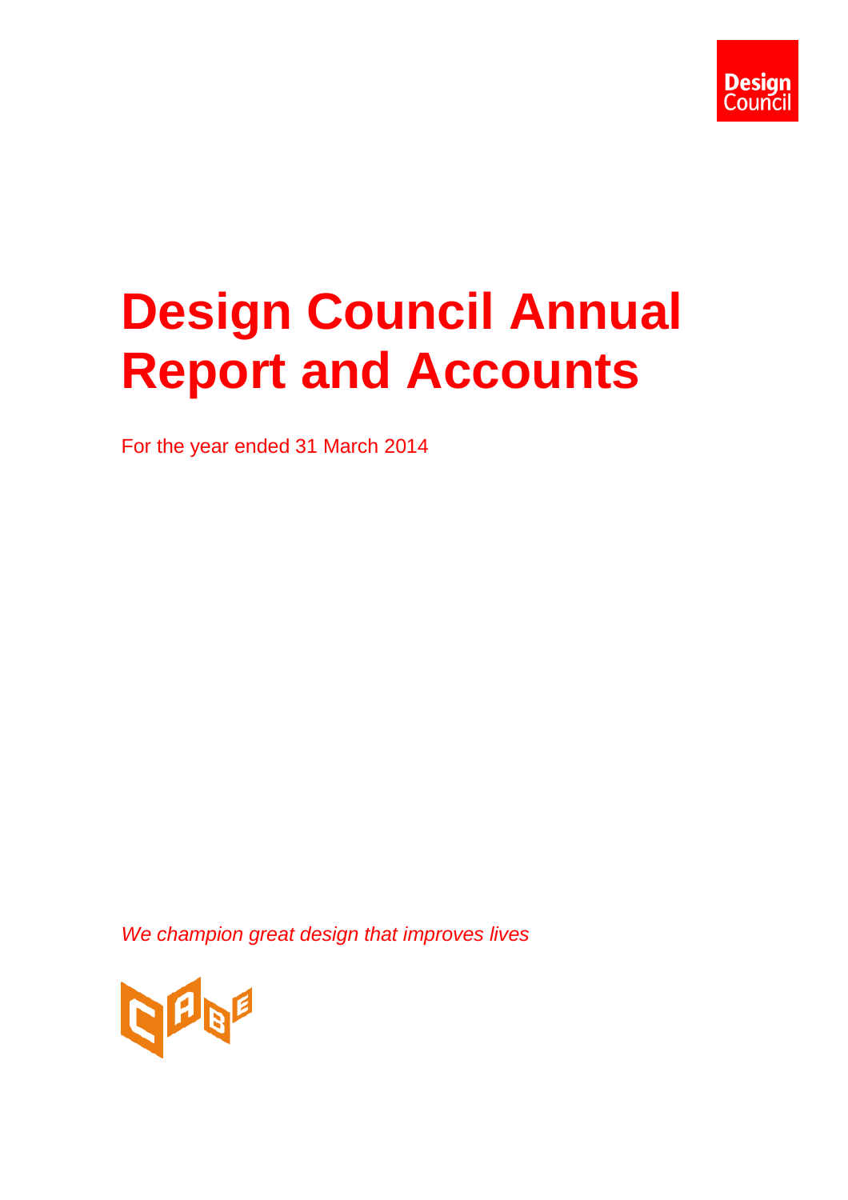Design Council

# Design Council Annual Report and Accounts

For the year ended 31 March 2014

*We champion great design that improves lives*

CABE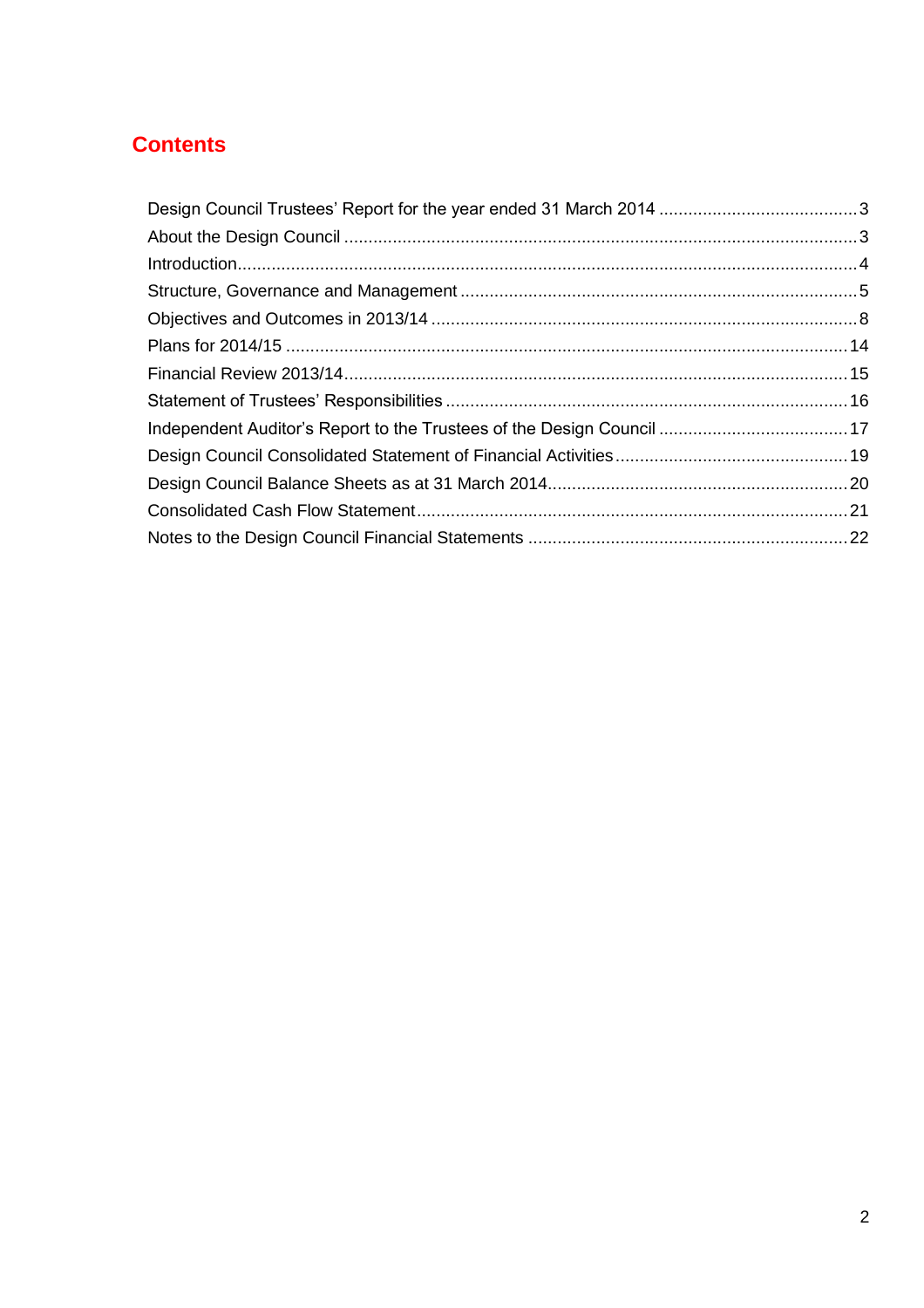# Contents

| | |
|---|---|
| Design Council Trustees' Report for the year ended 31 March 2014 | 3 |
| About the Design Council | 3 |
| Introduction | 4 |
| Structure, Governance and Management | 5 |
| Objectives and Outcomes in 2013/14 | 8 |
| Plans for 2014/15 | 14 |
| Financial Review 2013/14 | 15 |
| Statement of Trustees' Responsibilities | 16 |
| Independent Auditor's Report to the Trustees of the Design Council | 17 |
| Design Council Consolidated Statement of Financial Activities | 19 |
| Design Council Balance Sheets as at 31 March 2014 | 20 |
| Consolidated Cash Flow Statement | 21 |
| Notes to the Design Council Financial Statements | 22 |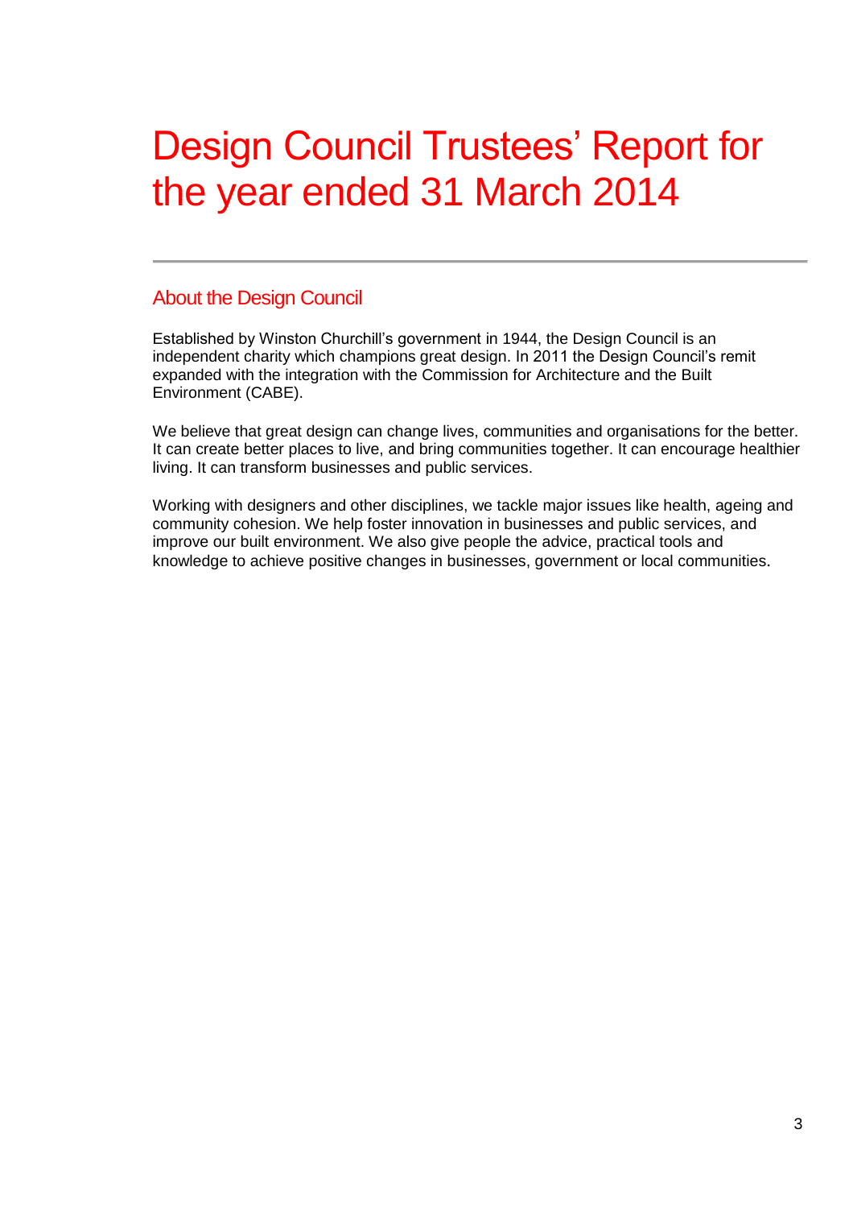# Design Council Trustees' Report for the year ended 31 March 2014

## About the Design Council

Established by Winston Churchill's government in 1944, the Design Council is an independent charity which champions great design. In 2011 the Design Council's remit expanded with the integration with the Commission for Architecture and the Built Environment (CABE).

We believe that great design can change lives, communities and organisations for the better. It can create better places to live, and bring communities together. It can encourage healthier living. It can transform businesses and public services.

Working with designers and other disciplines, we tackle major issues like health, ageing and community cohesion. We help foster innovation in businesses and public services, and improve our built environment. We also give people the advice, practical tools and knowledge to achieve positive changes in businesses, government or local communities.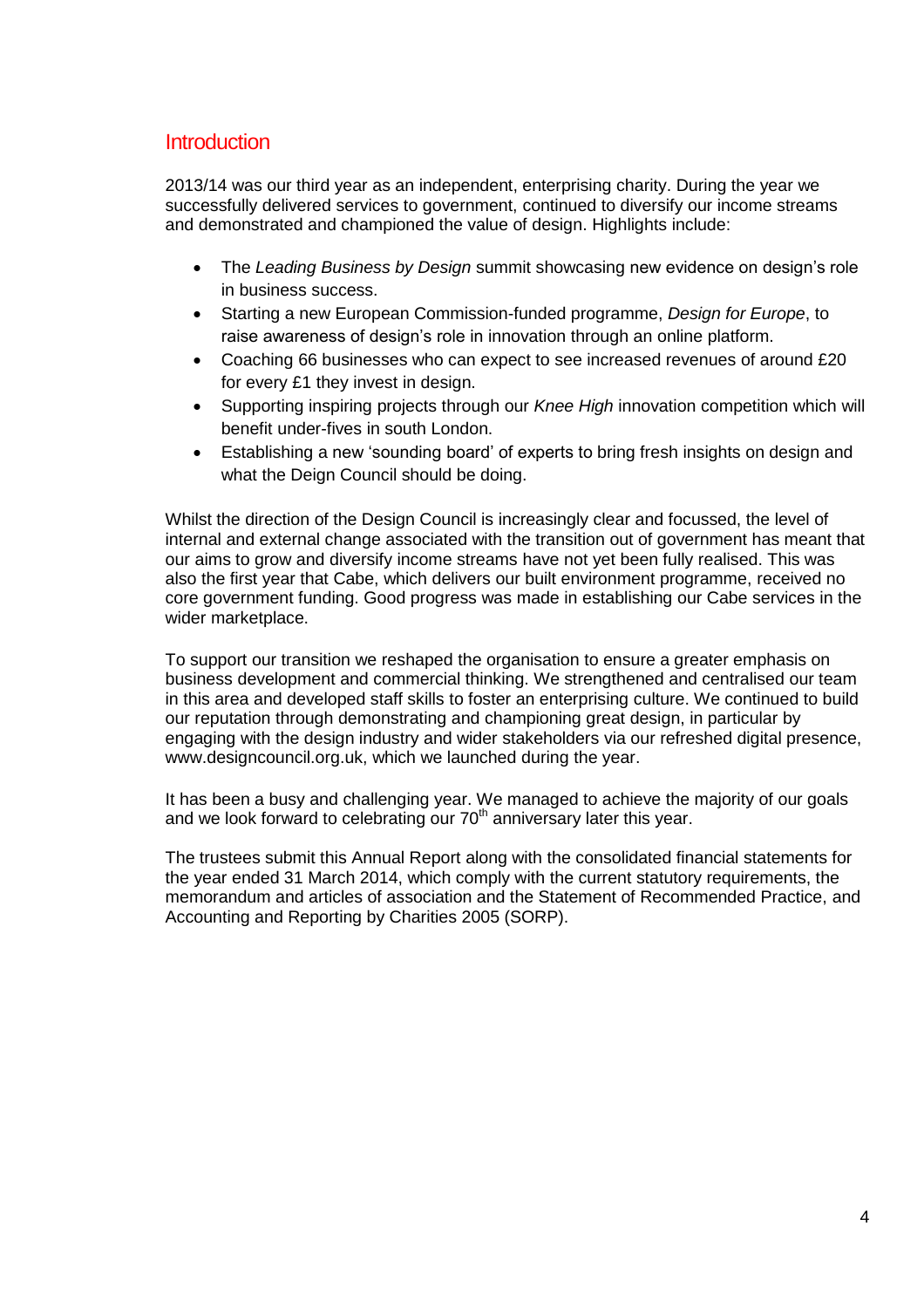## Introduction

2013/14 was our third year as an independent, enterprising charity. During the year we successfully delivered services to government, continued to diversify our income streams and demonstrated and championed the value of design. Highlights include:

- The *Leading Business by Design* summit showcasing new evidence on design's role in business success.
- Starting a new European Commission-funded programme, *Design for Europe*, to raise awareness of design's role in innovation through an online platform.
- Coaching 66 businesses who can expect to see increased revenues of around £20 for every £1 they invest in design.
- Supporting inspiring projects through our *Knee High* innovation competition which will benefit under-fives in south London.
- Establishing a new 'sounding board' of experts to bring fresh insights on design and what the Deign Council should be doing.

Whilst the direction of the Design Council is increasingly clear and focussed, the level of internal and external change associated with the transition out of government has meant that our aims to grow and diversify income streams have not yet been fully realised. This was also the first year that Cabe, which delivers our built environment programme, received no core government funding. Good progress was made in establishing our Cabe services in the wider marketplace.

To support our transition we reshaped the organisation to ensure a greater emphasis on business development and commercial thinking. We strengthened and centralised our team in this area and developed staff skills to foster an enterprising culture. We continued to build our reputation through demonstrating and championing great design, in particular by engaging with the design industry and wider stakeholders via our refreshed digital presence, www.designcouncil.org.uk, which we launched during the year.

It has been a busy and challenging year. We managed to achieve the majority of our goals and we look forward to celebrating our 70th anniversary later this year.

The trustees submit this Annual Report along with the consolidated financial statements for the year ended 31 March 2014, which comply with the current statutory requirements, the memorandum and articles of association and the Statement of Recommended Practice, and Accounting and Reporting by Charities 2005 (SORP).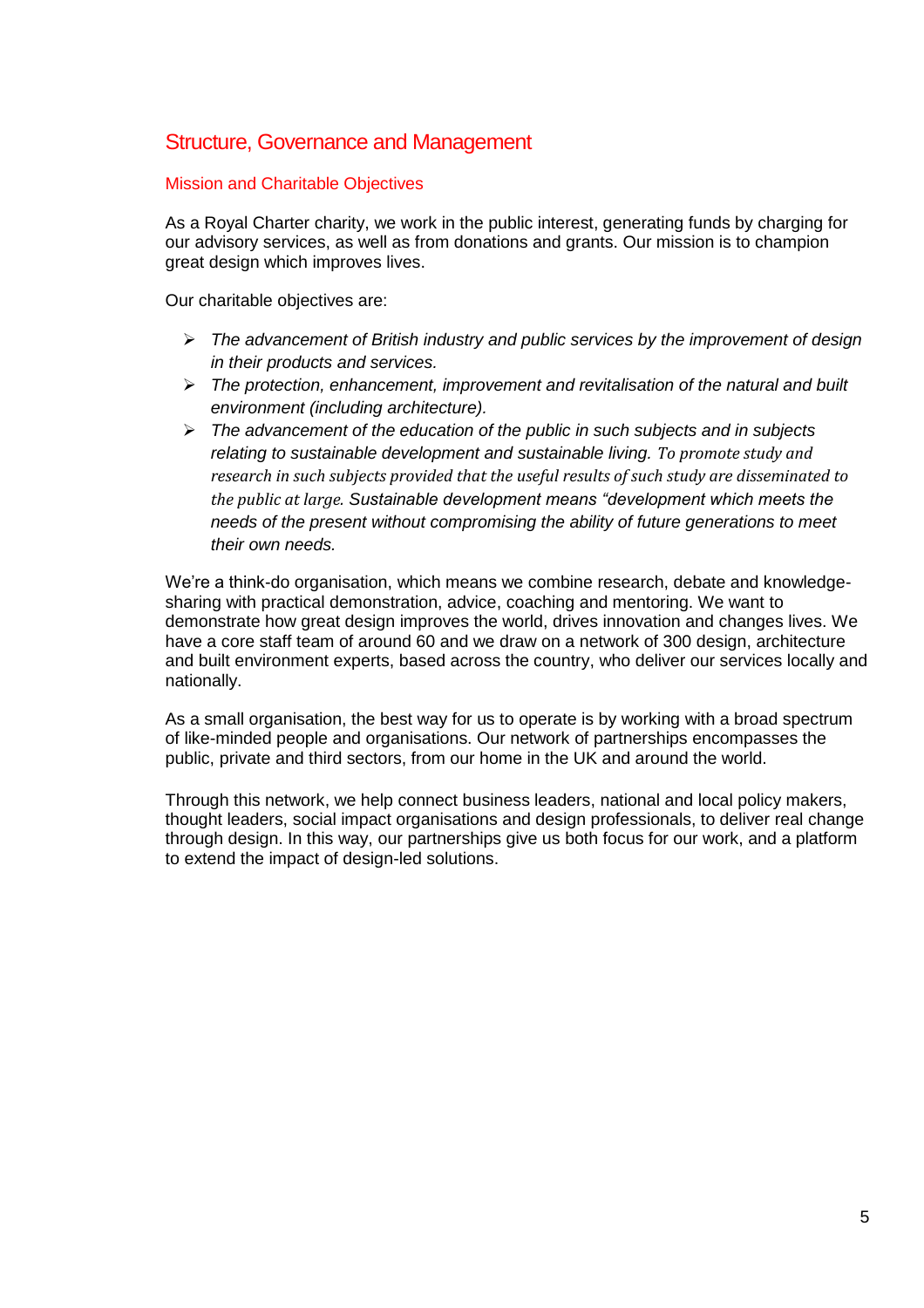## Structure, Governance and Management

### Mission and Charitable Objectives

As a Royal Charter charity, we work in the public interest, generating funds by charging for our advisory services, as well as from donations and grants. Our mission is to champion great design which improves lives.

Our charitable objectives are:

- *The advancement of British industry and public services by the improvement of design in their products and services.*
- *The protection, enhancement, improvement and revitalisation of the natural and built environment (including architecture).*
- *The advancement of the education of the public in such subjects and in subjects relating to sustainable development and sustainable living. To promote study and research in such subjects provided that the useful results of such study are disseminated to the public at large. Sustainable development means "development which meets the needs of the present without compromising the ability of future generations to meet their own needs.*

We're a think-do organisation, which means we combine research, debate and knowledge-sharing with practical demonstration, advice, coaching and mentoring. We want to demonstrate how great design improves the world, drives innovation and changes lives. We have a core staff team of around 60 and we draw on a network of 300 design, architecture and built environment experts, based across the country, who deliver our services locally and nationally.

As a small organisation, the best way for us to operate is by working with a broad spectrum of like-minded people and organisations. Our network of partnerships encompasses the public, private and third sectors, from our home in the UK and around the world.

Through this network, we help connect business leaders, national and local policy makers, thought leaders, social impact organisations and design professionals, to deliver real change through design. In this way, our partnerships give us both focus for our work, and a platform to extend the impact of design-led solutions.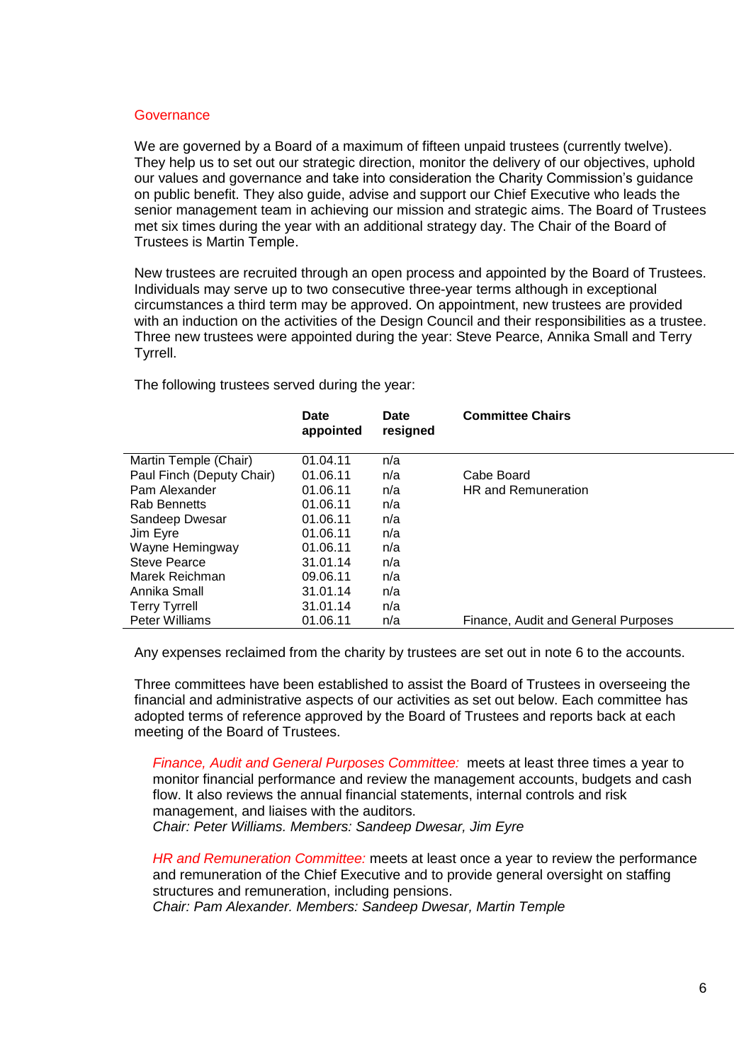## Governance

We are governed by a Board of a maximum of fifteen unpaid trustees (currently twelve). They help us to set out our strategic direction, monitor the delivery of our objectives, uphold our values and governance and take into consideration the Charity Commission's guidance on public benefit. They also guide, advise and support our Chief Executive who leads the senior management team in achieving our mission and strategic aims. The Board of Trustees met six times during the year with an additional strategy day. The Chair of the Board of Trustees is Martin Temple.

New trustees are recruited through an open process and appointed by the Board of Trustees. Individuals may serve up to two consecutive three-year terms although in exceptional circumstances a third term may be approved. On appointment, new trustees are provided with an induction on the activities of the Design Council and their responsibilities as a trustee. Three new trustees were appointed during the year: Steve Pearce, Annika Small and Terry Tyrrell.

The following trustees served during the year:

| | **Date appointed** | **Date resigned** | **Committee Chairs** |
|---|---|---|---|
| Martin Temple (Chair) | 01.04.11 | n/a | |
| Paul Finch (Deputy Chair) | 01.06.11 | n/a | Cabe Board |
| Pam Alexander | 01.06.11 | n/a | HR and Remuneration |
| Rab Bennetts | 01.06.11 | n/a | |
| Sandeep Dwesar | 01.06.11 | n/a | |
| Jim Eyre | 01.06.11 | n/a | |
| Wayne Hemingway | 01.06.11 | n/a | |
| Steve Pearce | 31.01.14 | n/a | |
| Marek Reichman | 09.06.11 | n/a | |
| Annika Small | 31.01.14 | n/a | |
| Terry Tyrrell | 31.01.14 | n/a | |
| Peter Williams | 01.06.11 | n/a | Finance, Audit and General Purposes |

Any expenses reclaimed from the charity by trustees are set out in note 6 to the accounts.

Three committees have been established to assist the Board of Trustees in overseeing the financial and administrative aspects of our activities as set out below. Each committee has adopted terms of reference approved by the Board of Trustees and reports back at each meeting of the Board of Trustees.

*Finance, Audit and General Purposes Committee:* meets at least three times a year to monitor financial performance and review the management accounts, budgets and cash flow. It also reviews the annual financial statements, internal controls and risk management, and liaises with the auditors.
*Chair: Peter Williams. Members: Sandeep Dwesar, Jim Eyre*

*HR and Remuneration Committee:* meets at least once a year to review the performance and remuneration of the Chief Executive and to provide general oversight on staffing structures and remuneration, including pensions.
*Chair: Pam Alexander. Members: Sandeep Dwesar, Martin Temple*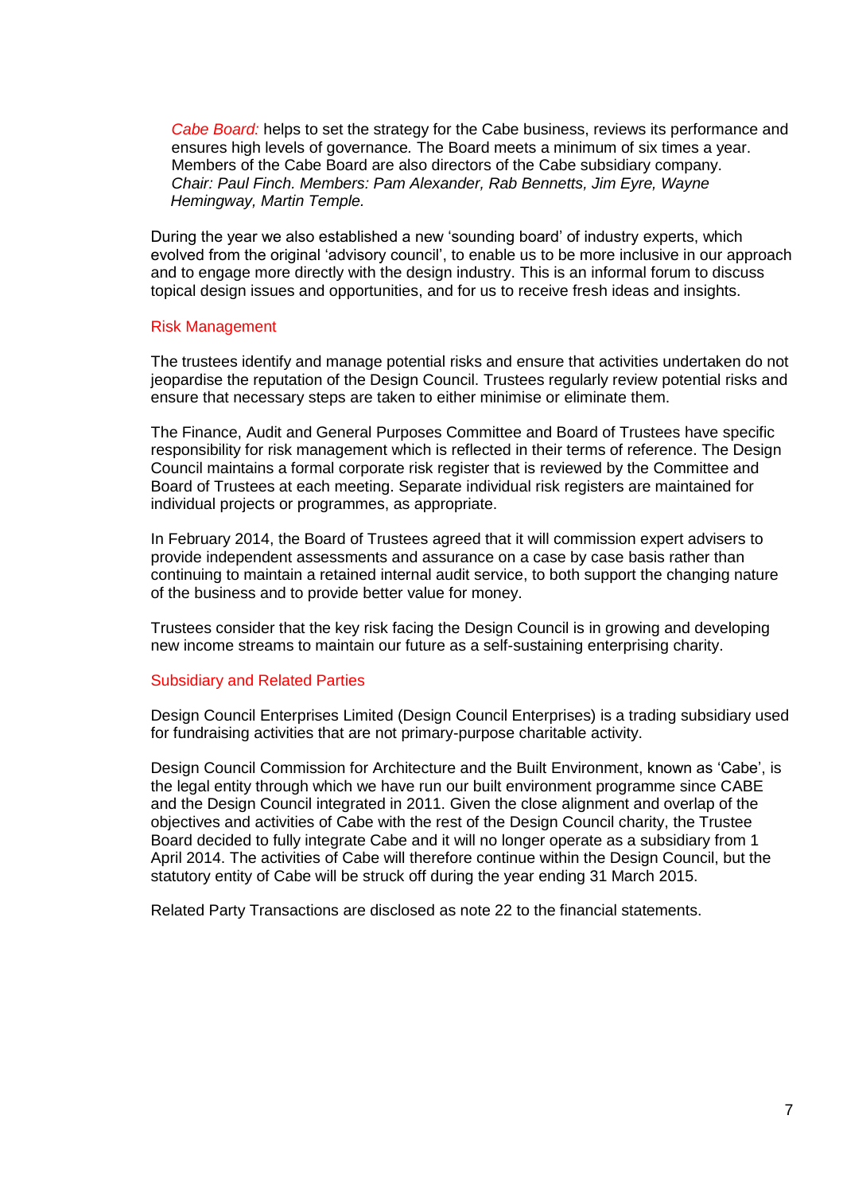*Cabe Board:* helps to set the strategy for the Cabe business, reviews its performance and ensures high levels of governance. The Board meets a minimum of six times a year. Members of the Cabe Board are also directors of the Cabe subsidiary company. *Chair: Paul Finch. Members: Pam Alexander, Rab Bennetts, Jim Eyre, Wayne Hemingway, Martin Temple.*

During the year we also established a new 'sounding board' of industry experts, which evolved from the original 'advisory council', to enable us to be more inclusive in our approach and to engage more directly with the design industry. This is an informal forum to discuss topical design issues and opportunities, and for us to receive fresh ideas and insights.

## Risk Management

The trustees identify and manage potential risks and ensure that activities undertaken do not jeopardise the reputation of the Design Council. Trustees regularly review potential risks and ensure that necessary steps are taken to either minimise or eliminate them.

The Finance, Audit and General Purposes Committee and Board of Trustees have specific responsibility for risk management which is reflected in their terms of reference. The Design Council maintains a formal corporate risk register that is reviewed by the Committee and Board of Trustees at each meeting. Separate individual risk registers are maintained for individual projects or programmes, as appropriate.

In February 2014, the Board of Trustees agreed that it will commission expert advisers to provide independent assessments and assurance on a case by case basis rather than continuing to maintain a retained internal audit service, to both support the changing nature of the business and to provide better value for money.

Trustees consider that the key risk facing the Design Council is in growing and developing new income streams to maintain our future as a self-sustaining enterprising charity.

## Subsidiary and Related Parties

Design Council Enterprises Limited (Design Council Enterprises) is a trading subsidiary used for fundraising activities that are not primary-purpose charitable activity.

Design Council Commission for Architecture and the Built Environment, known as 'Cabe', is the legal entity through which we have run our built environment programme since CABE and the Design Council integrated in 2011. Given the close alignment and overlap of the objectives and activities of Cabe with the rest of the Design Council charity, the Trustee Board decided to fully integrate Cabe and it will no longer operate as a subsidiary from 1 April 2014. The activities of Cabe will therefore continue within the Design Council, but the statutory entity of Cabe will be struck off during the year ending 31 March 2015.

Related Party Transactions are disclosed as note 22 to the financial statements.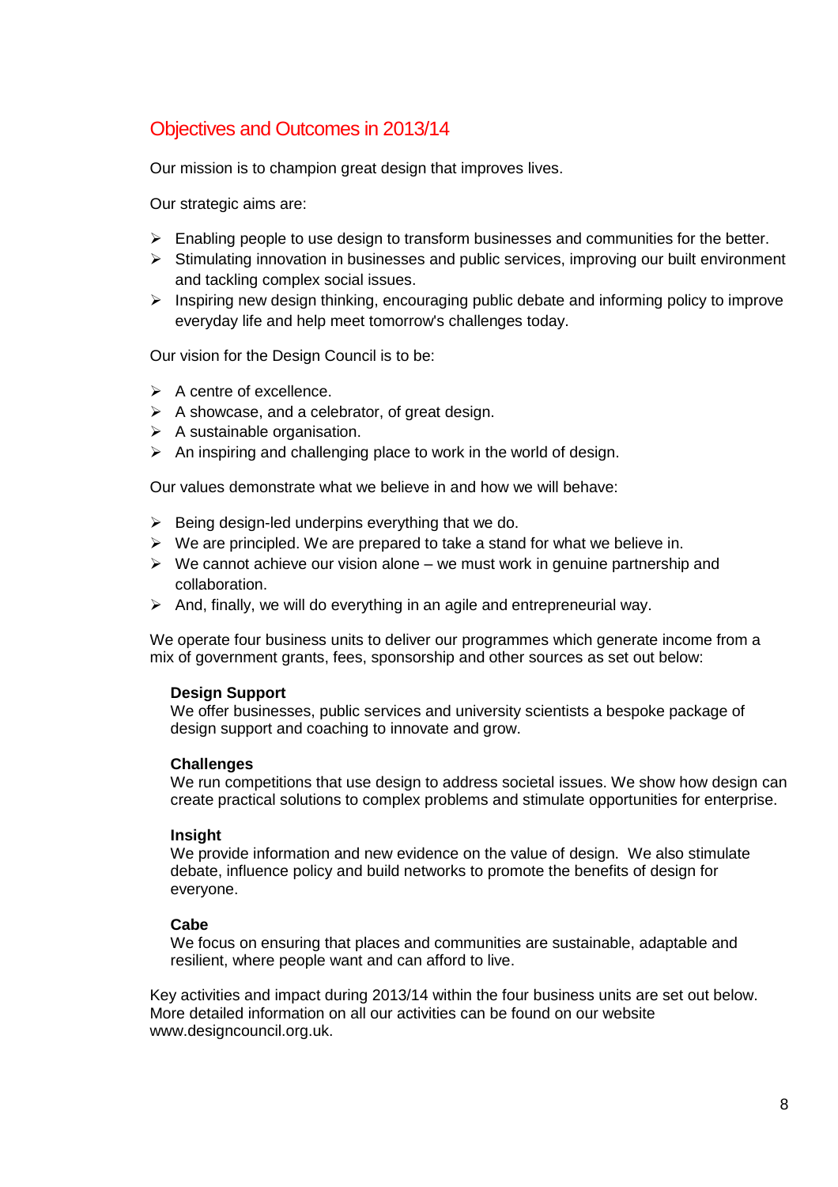## Objectives and Outcomes in 2013/14

Our mission is to champion great design that improves lives.

Our strategic aims are:

- Enabling people to use design to transform businesses and communities for the better.
- Stimulating innovation in businesses and public services, improving our built environment and tackling complex social issues.
- Inspiring new design thinking, encouraging public debate and informing policy to improve everyday life and help meet tomorrow's challenges today.

Our vision for the Design Council is to be:

- A centre of excellence.
- A showcase, and a celebrator, of great design.
- A sustainable organisation.
- An inspiring and challenging place to work in the world of design.

Our values demonstrate what we believe in and how we will behave:

- Being design-led underpins everything that we do.
- We are principled. We are prepared to take a stand for what we believe in.
- We cannot achieve our vision alone – we must work in genuine partnership and collaboration.
- And, finally, we will do everything in an agile and entrepreneurial way.

We operate four business units to deliver our programmes which generate income from a mix of government grants, fees, sponsorship and other sources as set out below:

**Design Support**
We offer businesses, public services and university scientists a bespoke package of design support and coaching to innovate and grow.

**Challenges**
We run competitions that use design to address societal issues. We show how design can create practical solutions to complex problems and stimulate opportunities for enterprise.

**Insight**
We provide information and new evidence on the value of design. We also stimulate debate, influence policy and build networks to promote the benefits of design for everyone.

**Cabe**
We focus on ensuring that places and communities are sustainable, adaptable and resilient, where people want and can afford to live.

Key activities and impact during 2013/14 within the four business units are set out below. More detailed information on all our activities can be found on our website www.designcouncil.org.uk.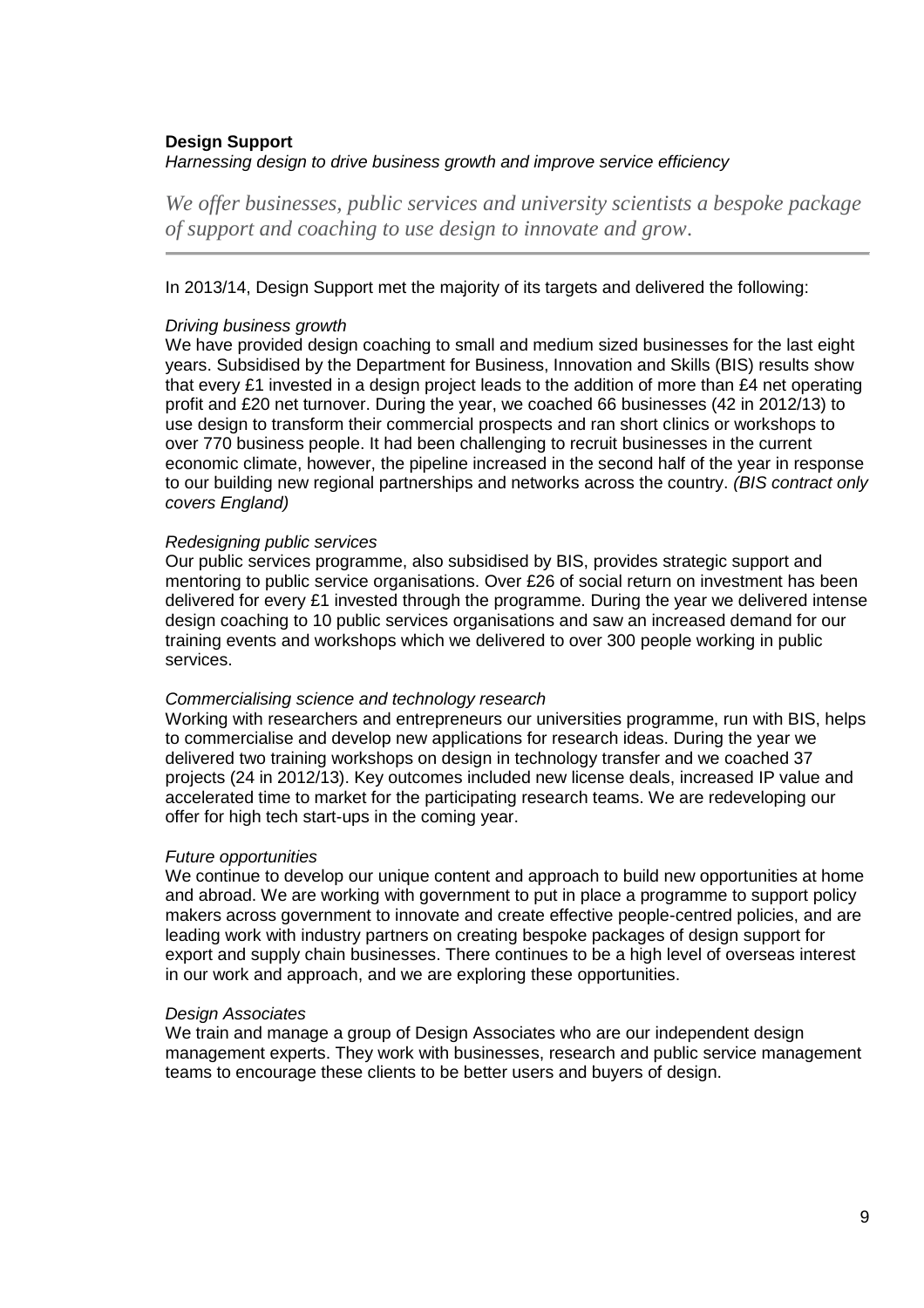## Design Support

*Harnessing design to drive business growth and improve service efficiency*

*We offer businesses, public services and university scientists a bespoke package of support and coaching to use design to innovate and grow.*

---

In 2013/14, Design Support met the majority of its targets and delivered the following:

*Driving business growth*
We have provided design coaching to small and medium sized businesses for the last eight years. Subsidised by the Department for Business, Innovation and Skills (BIS) results show that every £1 invested in a design project leads to the addition of more than £4 net operating profit and £20 net turnover. During the year, we coached 66 businesses (42 in 2012/13) to use design to transform their commercial prospects and ran short clinics or workshops to over 770 business people. It had been challenging to recruit businesses in the current economic climate, however, the pipeline increased in the second half of the year in response to our building new regional partnerships and networks across the country. *(BIS contract only covers England)*

*Redesigning public services*
Our public services programme, also subsidised by BIS, provides strategic support and mentoring to public service organisations. Over £26 of social return on investment has been delivered for every £1 invested through the programme. During the year we delivered intense design coaching to 10 public services organisations and saw an increased demand for our training events and workshops which we delivered to over 300 people working in public services.

*Commercialising science and technology research*
Working with researchers and entrepreneurs our universities programme, run with BIS, helps to commercialise and develop new applications for research ideas. During the year we delivered two training workshops on design in technology transfer and we coached 37 projects (24 in 2012/13). Key outcomes included new license deals, increased IP value and accelerated time to market for the participating research teams. We are redeveloping our offer for high tech start-ups in the coming year.

*Future opportunities*
We continue to develop our unique content and approach to build new opportunities at home and abroad. We are working with government to put in place a programme to support policy makers across government to innovate and create effective people-centred policies, and are leading work with industry partners on creating bespoke packages of design support for export and supply chain businesses. There continues to be a high level of overseas interest in our work and approach, and we are exploring these opportunities.

*Design Associates*
We train and manage a group of Design Associates who are our independent design management experts. They work with businesses, research and public service management teams to encourage these clients to be better users and buyers of design.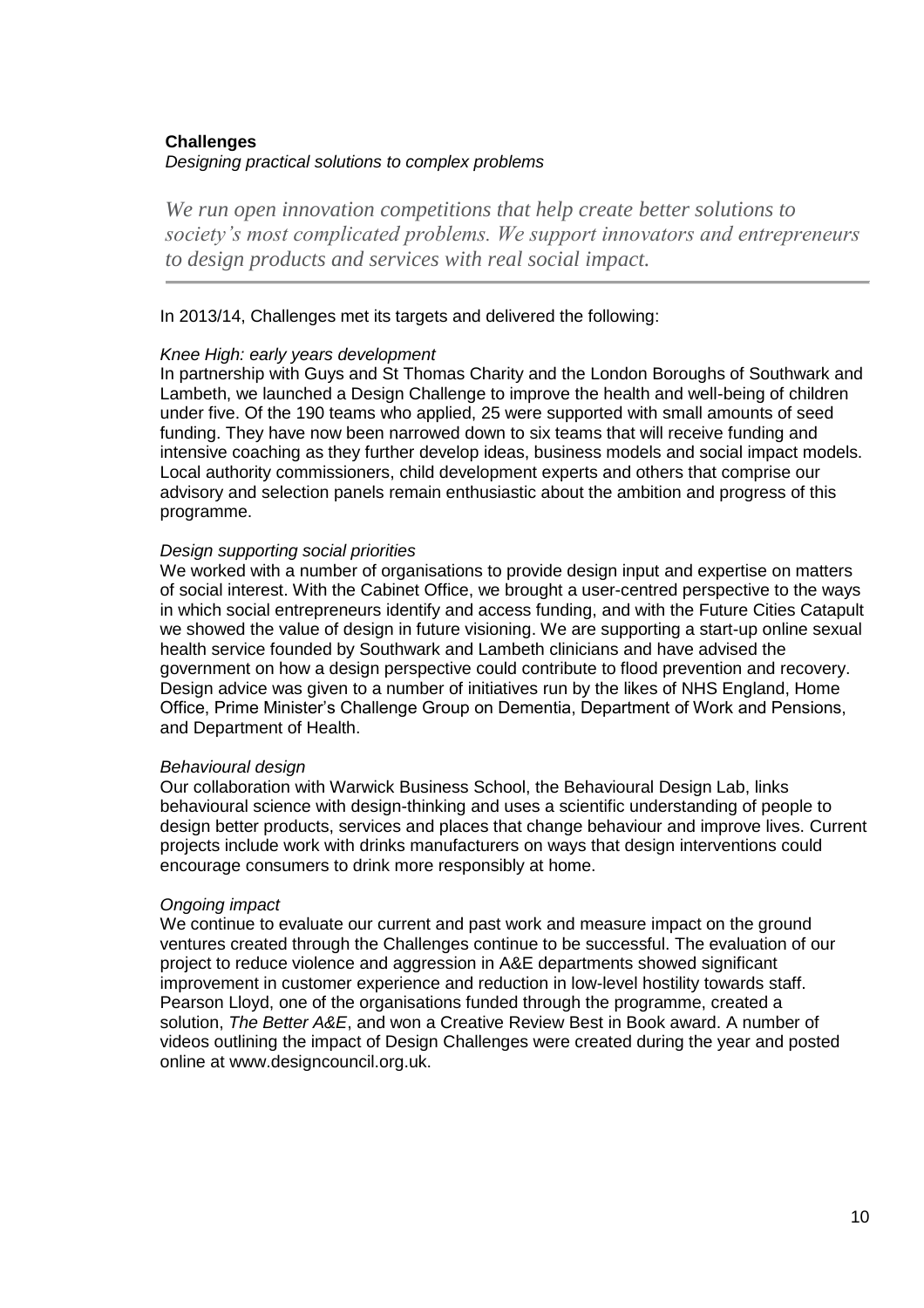## Challenges

*Designing practical solutions to complex problems*

> *We run open innovation competitions that help create better solutions to society's most complicated problems. We support innovators and entrepreneurs to design products and services with real social impact.*

In 2013/14, Challenges met its targets and delivered the following:

*Knee High: early years development*

In partnership with Guys and St Thomas Charity and the London Boroughs of Southwark and Lambeth, we launched a Design Challenge to improve the health and well-being of children under five. Of the 190 teams who applied, 25 were supported with small amounts of seed funding. They have now been narrowed down to six teams that will receive funding and intensive coaching as they further develop ideas, business models and social impact models. Local authority commissioners, child development experts and others that comprise our advisory and selection panels remain enthusiastic about the ambition and progress of this programme.

*Design supporting social priorities*

We worked with a number of organisations to provide design input and expertise on matters of social interest. With the Cabinet Office, we brought a user-centred perspective to the ways in which social entrepreneurs identify and access funding, and with the Future Cities Catapult we showed the value of design in future visioning. We are supporting a start-up online sexual health service founded by Southwark and Lambeth clinicians and have advised the government on how a design perspective could contribute to flood prevention and recovery. Design advice was given to a number of initiatives run by the likes of NHS England, Home Office, Prime Minister's Challenge Group on Dementia, Department of Work and Pensions, and Department of Health.

*Behavioural design*

Our collaboration with Warwick Business School, the Behavioural Design Lab, links behavioural science with design-thinking and uses a scientific understanding of people to design better products, services and places that change behaviour and improve lives. Current projects include work with drinks manufacturers on ways that design interventions could encourage consumers to drink more responsibly at home.

*Ongoing impact*

We continue to evaluate our current and past work and measure impact on the ground ventures created through the Challenges continue to be successful. The evaluation of our project to reduce violence and aggression in A&E departments showed significant improvement in customer experience and reduction in low-level hostility towards staff. Pearson Lloyd, one of the organisations funded through the programme, created a solution, *The Better A&E*, and won a Creative Review Best in Book award. A number of videos outlining the impact of Design Challenges were created during the year and posted online at www.designcouncil.org.uk.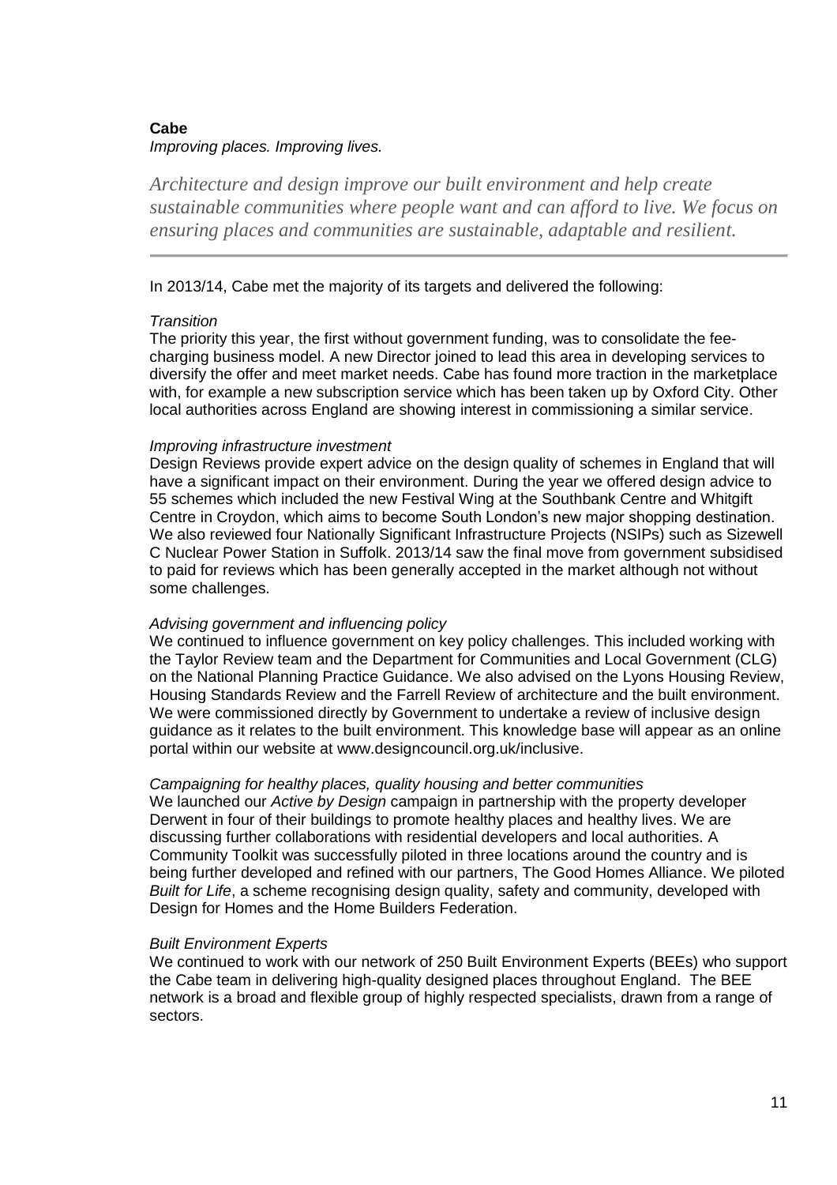**Cabe**

*Improving places. Improving lives.*

*Architecture and design improve our built environment and help create sustainable communities where people want and can afford to live. We focus on ensuring places and communities are sustainable, adaptable and resilient.*

---

In 2013/14, Cabe met the majority of its targets and delivered the following:

*Transition*

The priority this year, the first without government funding, was to consolidate the fee-charging business model. A new Director joined to lead this area in developing services to diversify the offer and meet market needs. Cabe has found more traction in the marketplace with, for example a new subscription service which has been taken up by Oxford City. Other local authorities across England are showing interest in commissioning a similar service.

*Improving infrastructure investment*

Design Reviews provide expert advice on the design quality of schemes in England that will have a significant impact on their environment. During the year we offered design advice to 55 schemes which included the new Festival Wing at the Southbank Centre and Whitgift Centre in Croydon, which aims to become South London's new major shopping destination. We also reviewed four Nationally Significant Infrastructure Projects (NSIPs) such as Sizewell C Nuclear Power Station in Suffolk. 2013/14 saw the final move from government subsidised to paid for reviews which has been generally accepted in the market although not without some challenges.

*Advising government and influencing policy*

We continued to influence government on key policy challenges. This included working with the Taylor Review team and the Department for Communities and Local Government (CLG) on the National Planning Practice Guidance. We also advised on the Lyons Housing Review, Housing Standards Review and the Farrell Review of architecture and the built environment. We were commissioned directly by Government to undertake a review of inclusive design guidance as it relates to the built environment. This knowledge base will appear as an online portal within our website at www.designcouncil.org.uk/inclusive.

*Campaigning for healthy places, quality housing and better communities*

We launched our *Active by Design* campaign in partnership with the property developer Derwent in four of their buildings to promote healthy places and healthy lives. We are discussing further collaborations with residential developers and local authorities. A Community Toolkit was successfully piloted in three locations around the country and is being further developed and refined with our partners, The Good Homes Alliance. We piloted *Built for Life*, a scheme recognising design quality, safety and community, developed with Design for Homes and the Home Builders Federation.

*Built Environment Experts*

We continued to work with our network of 250 Built Environment Experts (BEEs) who support the Cabe team in delivering high-quality designed places throughout England. The BEE network is a broad and flexible group of highly respected specialists, drawn from a range of sectors.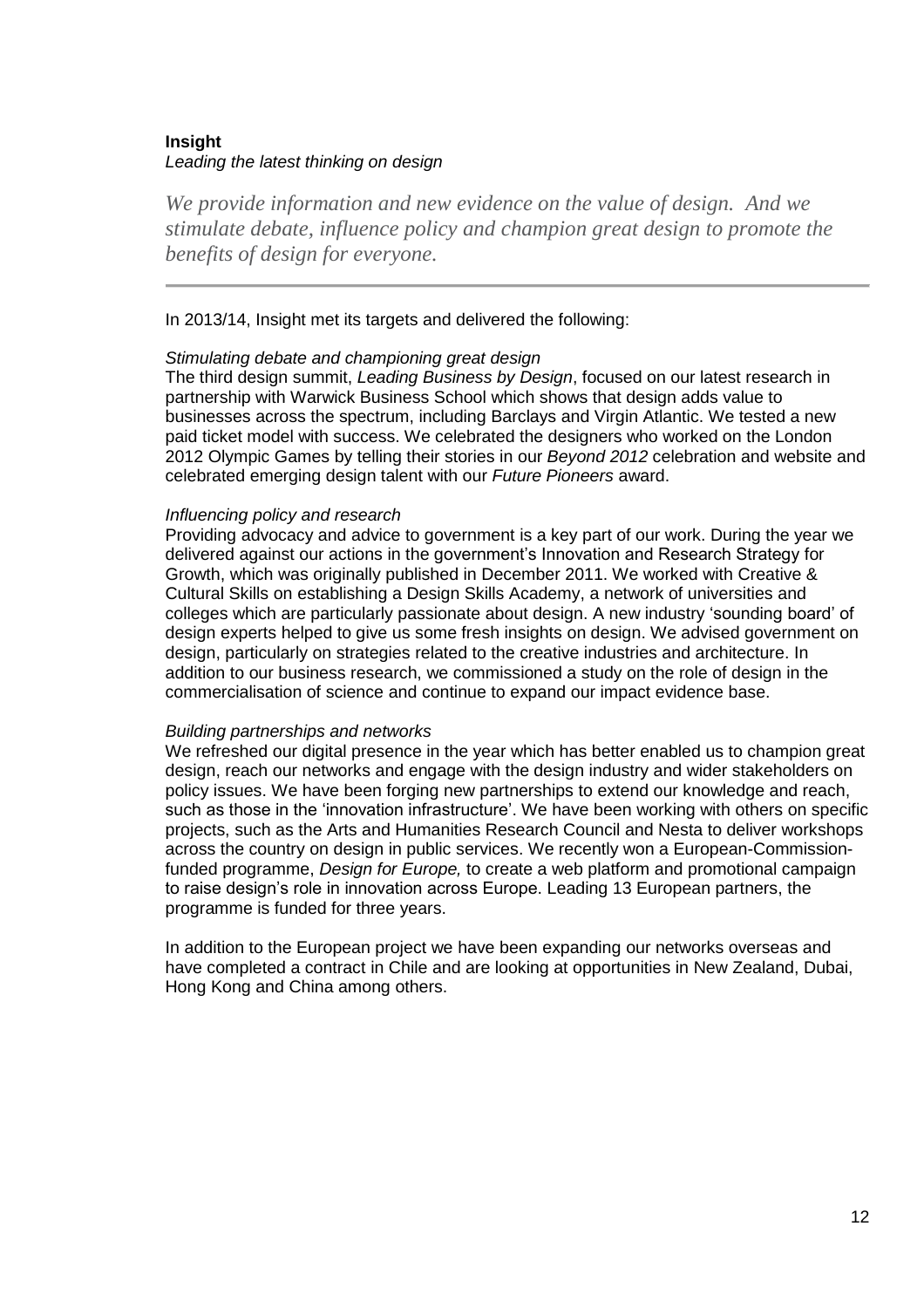## Insight

*Leading the latest thinking on design*

*We provide information and new evidence on the value of design. And we stimulate debate, influence policy and champion great design to promote the benefits of design for everyone.*

---

In 2013/14, Insight met its targets and delivered the following:

*Stimulating debate and championing great design*

The third design summit, *Leading Business by Design*, focused on our latest research in partnership with Warwick Business School which shows that design adds value to businesses across the spectrum, including Barclays and Virgin Atlantic. We tested a new paid ticket model with success. We celebrated the designers who worked on the London 2012 Olympic Games by telling their stories in our *Beyond 2012* celebration and website and celebrated emerging design talent with our *Future Pioneers* award.

*Influencing policy and research*

Providing advocacy and advice to government is a key part of our work. During the year we delivered against our actions in the government's Innovation and Research Strategy for Growth, which was originally published in December 2011. We worked with Creative & Cultural Skills on establishing a Design Skills Academy, a network of universities and colleges which are particularly passionate about design. A new industry 'sounding board' of design experts helped to give us some fresh insights on design. We advised government on design, particularly on strategies related to the creative industries and architecture. In addition to our business research, we commissioned a study on the role of design in the commercialisation of science and continue to expand our impact evidence base.

*Building partnerships and networks*

We refreshed our digital presence in the year which has better enabled us to champion great design, reach our networks and engage with the design industry and wider stakeholders on policy issues. We have been forging new partnerships to extend our knowledge and reach, such as those in the 'innovation infrastructure'. We have been working with others on specific projects, such as the Arts and Humanities Research Council and Nesta to deliver workshops across the country on design in public services. We recently won a European-Commission-funded programme, *Design for Europe,* to create a web platform and promotional campaign to raise design's role in innovation across Europe. Leading 13 European partners, the programme is funded for three years.

In addition to the European project we have been expanding our networks overseas and have completed a contract in Chile and are looking at opportunities in New Zealand, Dubai, Hong Kong and China among others.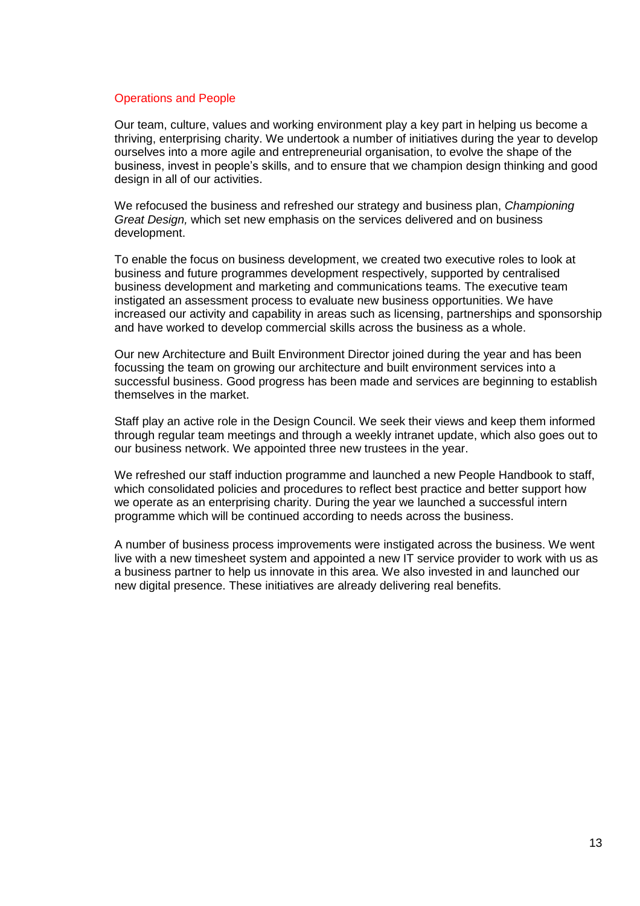## Operations and People

Our team, culture, values and working environment play a key part in helping us become a thriving, enterprising charity. We undertook a number of initiatives during the year to develop ourselves into a more agile and entrepreneurial organisation, to evolve the shape of the business, invest in people's skills, and to ensure that we champion design thinking and good design in all of our activities.

We refocused the business and refreshed our strategy and business plan, *Championing Great Design,* which set new emphasis on the services delivered and on business development.

To enable the focus on business development, we created two executive roles to look at business and future programmes development respectively, supported by centralised business development and marketing and communications teams. The executive team instigated an assessment process to evaluate new business opportunities. We have increased our activity and capability in areas such as licensing, partnerships and sponsorship and have worked to develop commercial skills across the business as a whole.

Our new Architecture and Built Environment Director joined during the year and has been focussing the team on growing our architecture and built environment services into a successful business. Good progress has been made and services are beginning to establish themselves in the market.

Staff play an active role in the Design Council. We seek their views and keep them informed through regular team meetings and through a weekly intranet update, which also goes out to our business network. We appointed three new trustees in the year.

We refreshed our staff induction programme and launched a new People Handbook to staff, which consolidated policies and procedures to reflect best practice and better support how we operate as an enterprising charity. During the year we launched a successful intern programme which will be continued according to needs across the business.

A number of business process improvements were instigated across the business. We went live with a new timesheet system and appointed a new IT service provider to work with us as a business partner to help us innovate in this area. We also invested in and launched our new digital presence. These initiatives are already delivering real benefits.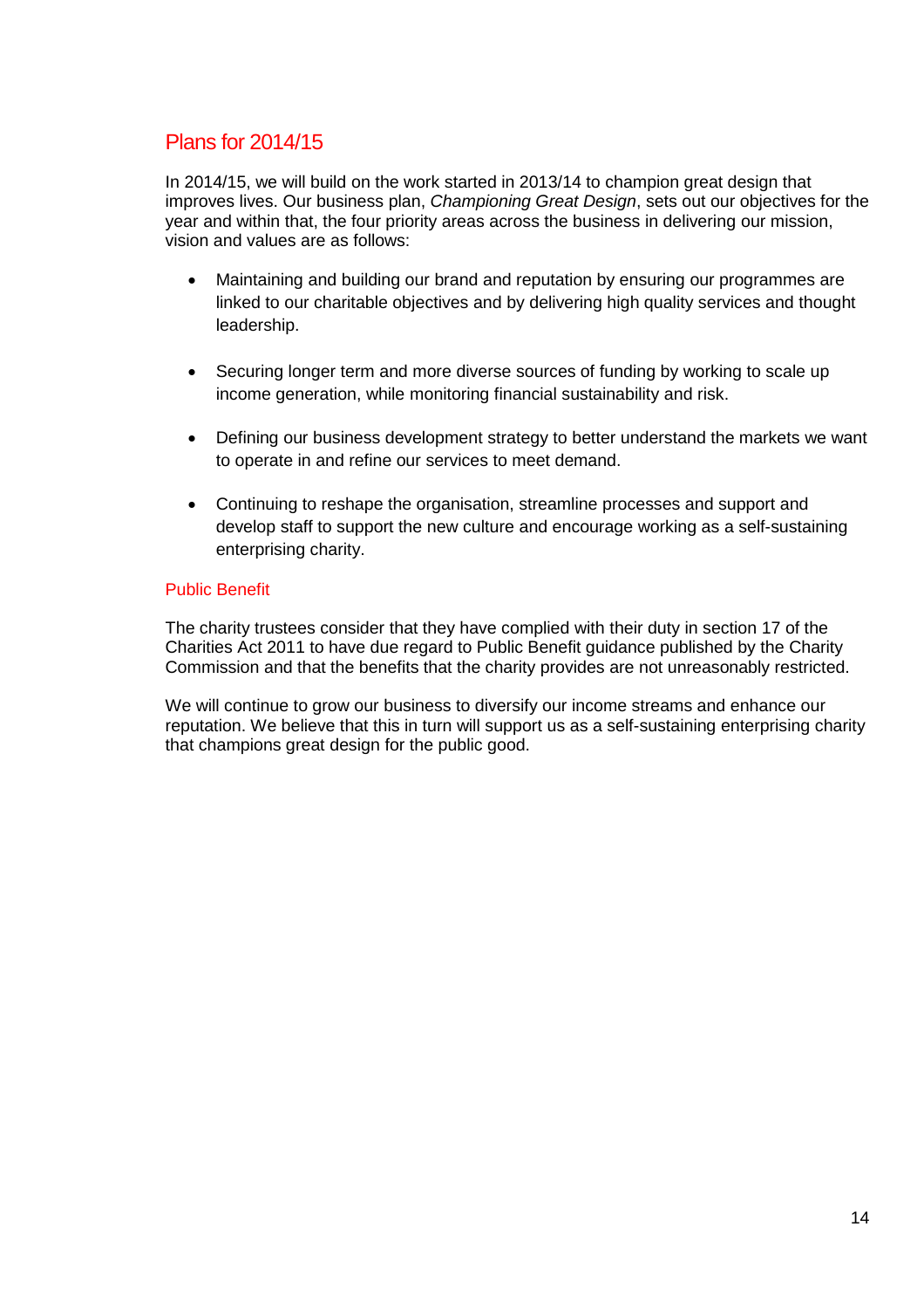## Plans for 2014/15

In 2014/15, we will build on the work started in 2013/14 to champion great design that improves lives. Our business plan, *Championing Great Design*, sets out our objectives for the year and within that, the four priority areas across the business in delivering our mission, vision and values are as follows:

- Maintaining and building our brand and reputation by ensuring our programmes are linked to our charitable objectives and by delivering high quality services and thought leadership.

- Securing longer term and more diverse sources of funding by working to scale up income generation, while monitoring financial sustainability and risk.

- Defining our business development strategy to better understand the markets we want to operate in and refine our services to meet demand.

- Continuing to reshape the organisation, streamline processes and support and develop staff to support the new culture and encourage working as a self-sustaining enterprising charity.

### Public Benefit

The charity trustees consider that they have complied with their duty in section 17 of the Charities Act 2011 to have due regard to Public Benefit guidance published by the Charity Commission and that the benefits that the charity provides are not unreasonably restricted.

We will continue to grow our business to diversify our income streams and enhance our reputation. We believe that this in turn will support us as a self-sustaining enterprising charity that champions great design for the public good.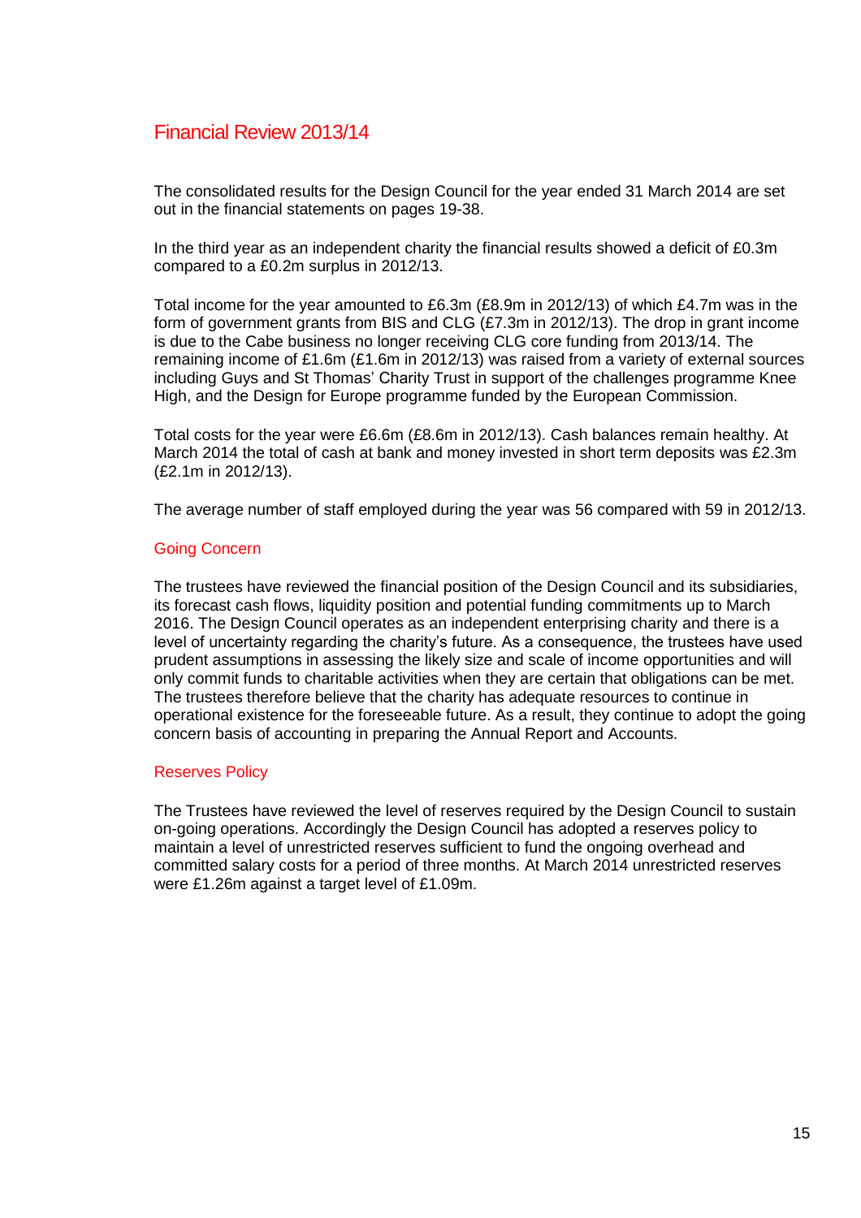# Financial Review 2013/14

The consolidated results for the Design Council for the year ended 31 March 2014 are set out in the financial statements on pages 19-38.

In the third year as an independent charity the financial results showed a deficit of £0.3m compared to a £0.2m surplus in 2012/13.

Total income for the year amounted to £6.3m (£8.9m in 2012/13) of which £4.7m was in the form of government grants from BIS and CLG (£7.3m in 2012/13). The drop in grant income is due to the Cabe business no longer receiving CLG core funding from 2013/14. The remaining income of £1.6m (£1.6m in 2012/13) was raised from a variety of external sources including Guys and St Thomas' Charity Trust in support of the challenges programme Knee High, and the Design for Europe programme funded by the European Commission.

Total costs for the year were £6.6m (£8.6m in 2012/13). Cash balances remain healthy. At March 2014 the total of cash at bank and money invested in short term deposits was £2.3m (£2.1m in 2012/13).

The average number of staff employed during the year was 56 compared with 59 in 2012/13.

## Going Concern

The trustees have reviewed the financial position of the Design Council and its subsidiaries, its forecast cash flows, liquidity position and potential funding commitments up to March 2016. The Design Council operates as an independent enterprising charity and there is a level of uncertainty regarding the charity's future. As a consequence, the trustees have used prudent assumptions in assessing the likely size and scale of income opportunities and will only commit funds to charitable activities when they are certain that obligations can be met. The trustees therefore believe that the charity has adequate resources to continue in operational existence for the foreseeable future. As a result, they continue to adopt the going concern basis of accounting in preparing the Annual Report and Accounts.

## Reserves Policy

The Trustees have reviewed the level of reserves required by the Design Council to sustain on-going operations. Accordingly the Design Council has adopted a reserves policy to maintain a level of unrestricted reserves sufficient to fund the ongoing overhead and committed salary costs for a period of three months. At March 2014 unrestricted reserves were £1.26m against a target level of £1.09m.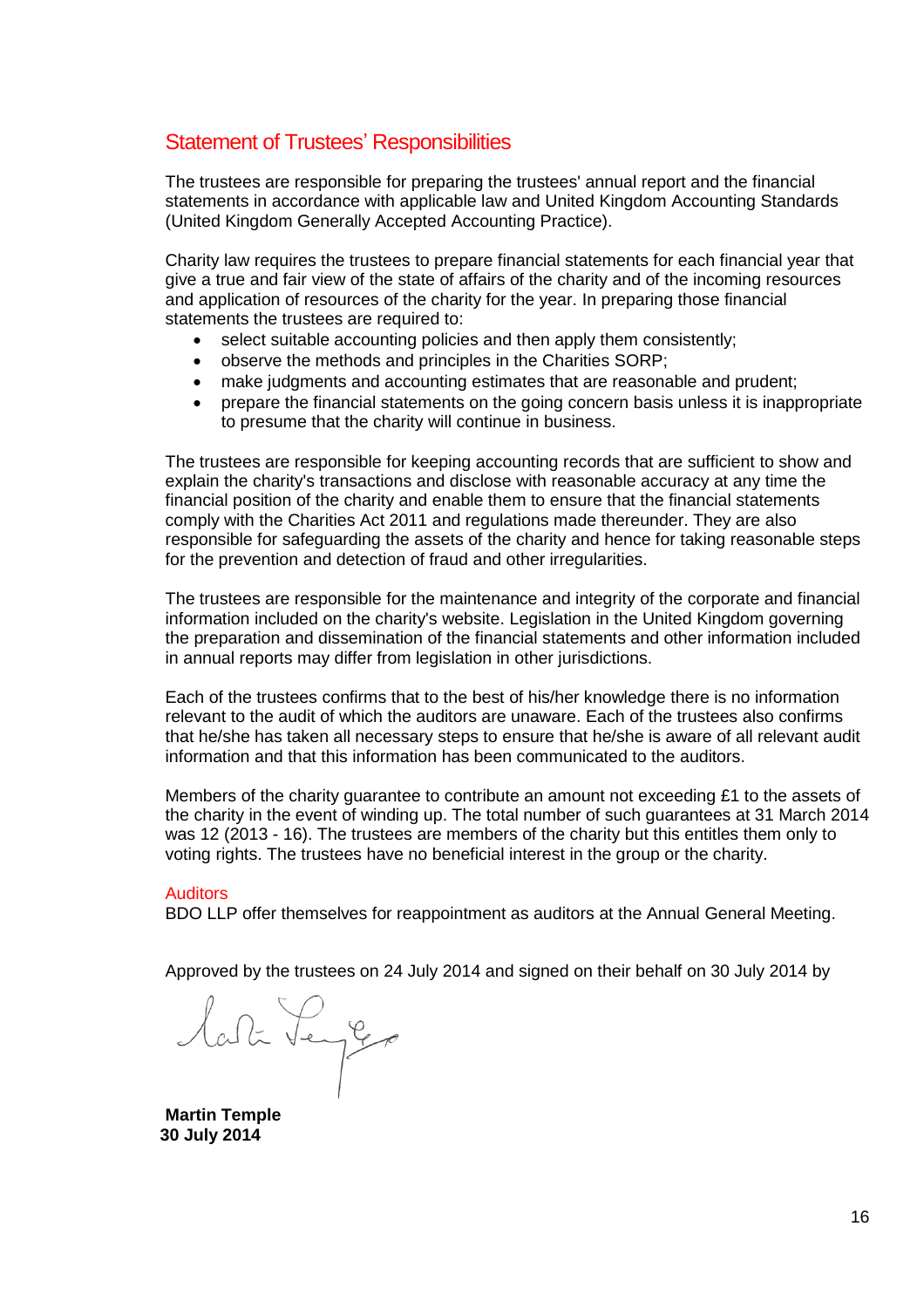## Statement of Trustees' Responsibilities

The trustees are responsible for preparing the trustees' annual report and the financial statements in accordance with applicable law and United Kingdom Accounting Standards (United Kingdom Generally Accepted Accounting Practice).

Charity law requires the trustees to prepare financial statements for each financial year that give a true and fair view of the state of affairs of the charity and of the incoming resources and application of resources of the charity for the year. In preparing those financial statements the trustees are required to:

- select suitable accounting policies and then apply them consistently;
- observe the methods and principles in the Charities SORP;
- make judgments and accounting estimates that are reasonable and prudent;
- prepare the financial statements on the going concern basis unless it is inappropriate to presume that the charity will continue in business.

The trustees are responsible for keeping accounting records that are sufficient to show and explain the charity's transactions and disclose with reasonable accuracy at any time the financial position of the charity and enable them to ensure that the financial statements comply with the Charities Act 2011 and regulations made thereunder. They are also responsible for safeguarding the assets of the charity and hence for taking reasonable steps for the prevention and detection of fraud and other irregularities.

The trustees are responsible for the maintenance and integrity of the corporate and financial information included on the charity's website. Legislation in the United Kingdom governing the preparation and dissemination of the financial statements and other information included in annual reports may differ from legislation in other jurisdictions.

Each of the trustees confirms that to the best of his/her knowledge there is no information relevant to the audit of which the auditors are unaware. Each of the trustees also confirms that he/she has taken all necessary steps to ensure that he/she is aware of all relevant audit information and that this information has been communicated to the auditors.

Members of the charity guarantee to contribute an amount not exceeding £1 to the assets of the charity in the event of winding up. The total number of such guarantees at 31 March 2014 was 12 (2013 - 16). The trustees are members of the charity but this entitles them only to voting rights. The trustees have no beneficial interest in the group or the charity.

### Auditors

BDO LLP offer themselves for reappointment as auditors at the Annual General Meeting.

Approved by the trustees on 24 July 2014 and signed on their behalf on 30 July 2014 by

**Martin Temple**
**30 July 2014**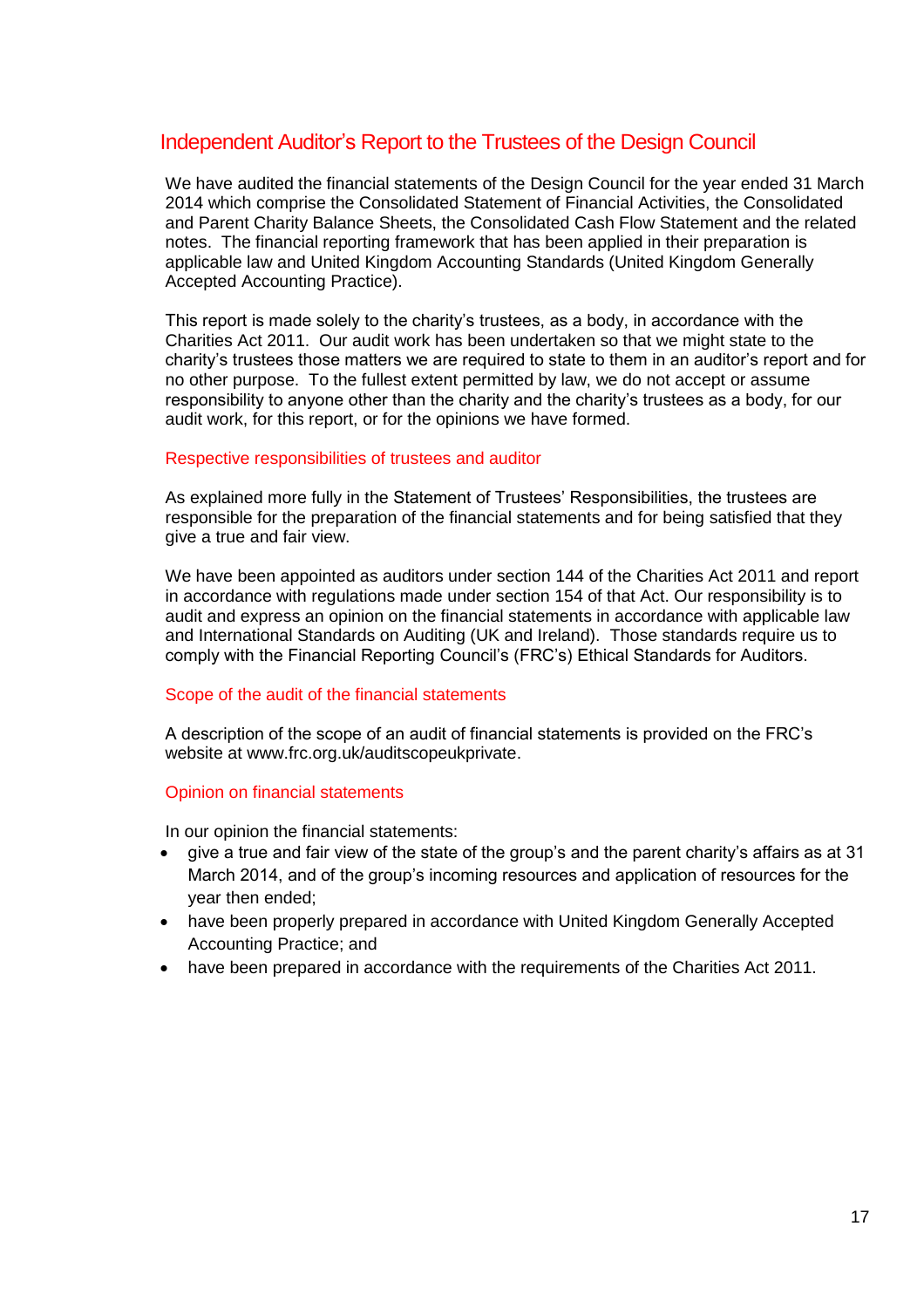## Independent Auditor's Report to the Trustees of the Design Council

We have audited the financial statements of the Design Council for the year ended 31 March 2014 which comprise the Consolidated Statement of Financial Activities, the Consolidated and Parent Charity Balance Sheets, the Consolidated Cash Flow Statement and the related notes. The financial reporting framework that has been applied in their preparation is applicable law and United Kingdom Accounting Standards (United Kingdom Generally Accepted Accounting Practice).

This report is made solely to the charity's trustees, as a body, in accordance with the Charities Act 2011. Our audit work has been undertaken so that we might state to the charity's trustees those matters we are required to state to them in an auditor's report and for no other purpose. To the fullest extent permitted by law, we do not accept or assume responsibility to anyone other than the charity and the charity's trustees as a body, for our audit work, for this report, or for the opinions we have formed.

### Respective responsibilities of trustees and auditor

As explained more fully in the Statement of Trustees' Responsibilities, the trustees are responsible for the preparation of the financial statements and for being satisfied that they give a true and fair view.

We have been appointed as auditors under section 144 of the Charities Act 2011 and report in accordance with regulations made under section 154 of that Act. Our responsibility is to audit and express an opinion on the financial statements in accordance with applicable law and International Standards on Auditing (UK and Ireland). Those standards require us to comply with the Financial Reporting Council's (FRC's) Ethical Standards for Auditors.

### Scope of the audit of the financial statements

A description of the scope of an audit of financial statements is provided on the FRC's website at www.frc.org.uk/auditscopeukprivate.

### Opinion on financial statements

In our opinion the financial statements:

- give a true and fair view of the state of the group's and the parent charity's affairs as at 31 March 2014, and of the group's incoming resources and application of resources for the year then ended;
- have been properly prepared in accordance with United Kingdom Generally Accepted Accounting Practice; and
- have been prepared in accordance with the requirements of the Charities Act 2011.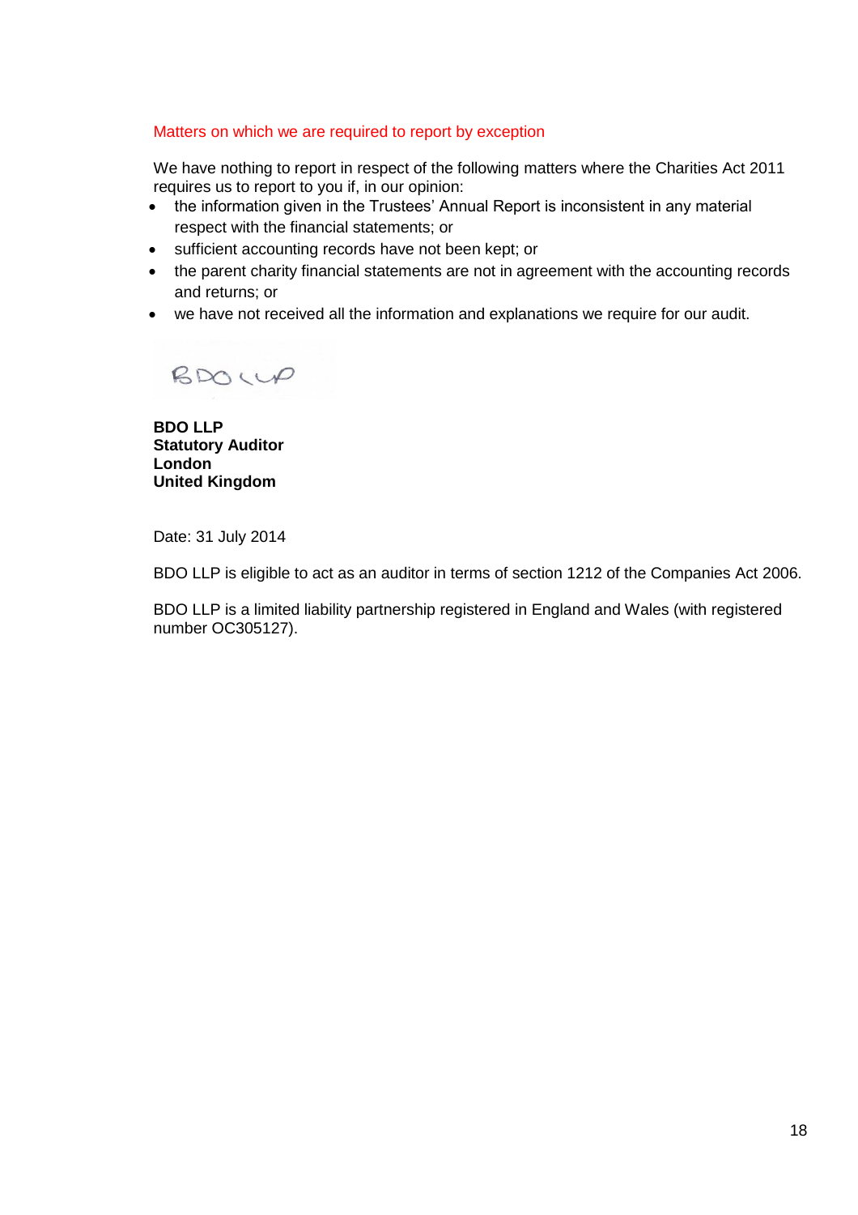## Matters on which we are required to report by exception

We have nothing to report in respect of the following matters where the Charities Act 2011 requires us to report to you if, in our opinion:

- the information given in the Trustees' Annual Report is inconsistent in any material respect with the financial statements; or
- sufficient accounting records have not been kept; or
- the parent charity financial statements are not in agreement with the accounting records and returns; or
- we have not received all the information and explanations we require for our audit.

BDO LLP

**BDO LLP**
**Statutory Auditor**
**London**
**United Kingdom**

Date: 31 July 2014

BDO LLP is eligible to act as an auditor in terms of section 1212 of the Companies Act 2006.

BDO LLP is a limited liability partnership registered in England and Wales (with registered number OC305127).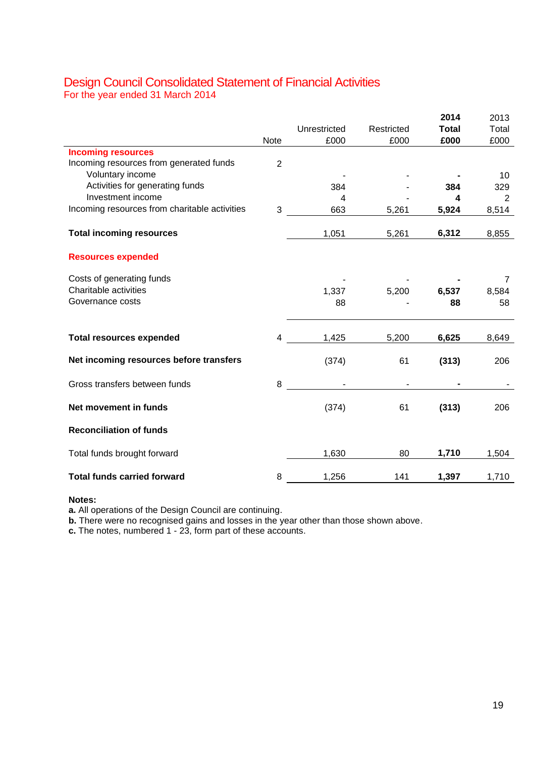# Design Council Consolidated Statement of Financial Activities

For the year ended 31 March 2014

| | Note | Unrestricted £000 | Restricted £000 | **2014 Total £000** | 2013 Total £000 |
|---|---|---|---|---|---|
| **Incoming resources** | | | | | |
| Incoming resources from generated funds | 2 | | | | |
| Voluntary income | | - | - | **-** | 10 |
| Activities for generating funds | | 384 | - | **384** | 329 |
| Investment income | | 4 | - | **4** | 2 |
| Incoming resources from charitable activities | 3 | 663 | 5,261 | **5,924** | 8,514 |
| **Total incoming resources** | | 1,051 | 5,261 | **6,312** | 8,855 |
| **Resources expended** | | | | | |
| Costs of generating funds | | - | - | **-** | 7 |
| Charitable activities | | 1,337 | 5,200 | **6,537** | 8,584 |
| Governance costs | | 88 | - | **88** | 58 |
| **Total resources expended** | 4 | 1,425 | 5,200 | **6,625** | 8,649 |
| **Net incoming resources before transfers** | | (374) | 61 | **(313)** | 206 |
| Gross transfers between funds | 8 | - | - | **-** | - |
| **Net movement in funds** | | (374) | 61 | **(313)** | 206 |
| **Reconciliation of funds** | | | | | |
| Total funds brought forward | | 1,630 | 80 | **1,710** | 1,504 |
| **Total funds carried forward** | 8 | 1,256 | 141 | **1,397** | 1,710 |

**Notes:**

**a.** All operations of the Design Council are continuing.

**b.** There were no recognised gains and losses in the year other than those shown above.

**c.** The notes, numbered 1 - 23, form part of these accounts.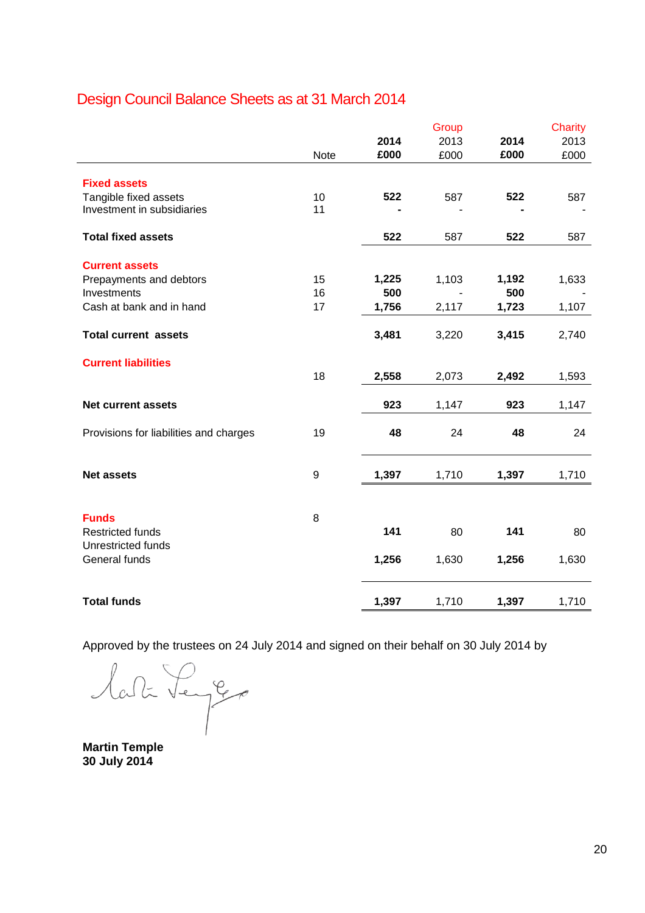## Design Council Balance Sheets as at 31 March 2014

| | Note | Group 2014 £000 | Group 2013 £000 | Charity 2014 £000 | Charity 2013 £000 |
|---|---|---|---|---|---|
| **Fixed assets** | | | | | |
| Tangible fixed assets | 10 | **522** | 587 | **522** | 587 |
| Investment in subsidiaries | 11 | **-** | - | **-** | - |
| **Total fixed assets** | | **522** | 587 | **522** | 587 |
| **Current assets** | | | | | |
| Prepayments and debtors | 15 | **1,225** | 1,103 | **1,192** | 1,633 |
| Investments | 16 | **500** | - | **500** | - |
| Cash at bank and in hand | 17 | **1,756** | 2,117 | **1,723** | 1,107 |
| **Total current assets** | | **3,481** | 3,220 | **3,415** | 2,740 |
| **Current liabilities** | 18 | **2,558** | 2,073 | **2,492** | 1,593 |
| **Net current assets** | | **923** | 1,147 | **923** | 1,147 |
| Provisions for liabilities and charges | 19 | **48** | 24 | **48** | 24 |
| **Net assets** | 9 | **1,397** | 1,710 | **1,397** | 1,710 |
| **Funds** | 8 | | | | |
| Restricted funds | | **141** | 80 | **141** | 80 |
| Unrestricted funds | | | | | |
| General funds | | **1,256** | 1,630 | **1,256** | 1,630 |
| **Total funds** | | **1,397** | 1,710 | **1,397** | 1,710 |

Approved by the trustees on 24 July 2014 and signed on their behalf on 30 July 2014 by

**Martin Temple**
**30 July 2014**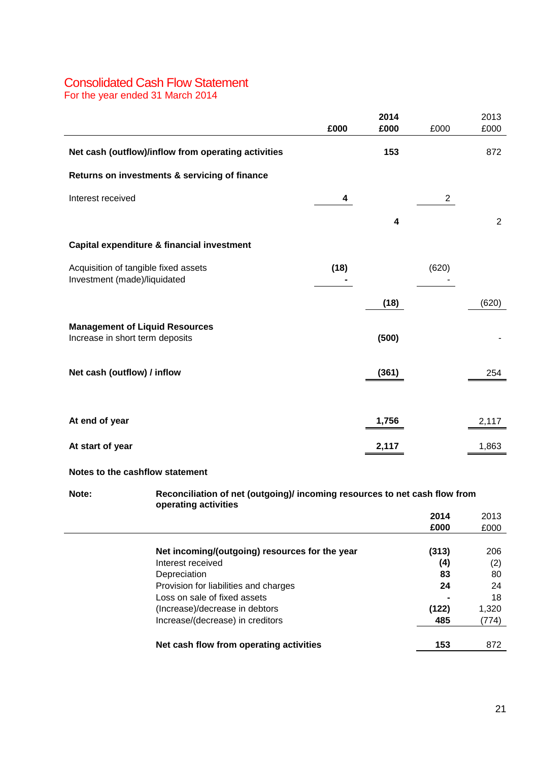# Consolidated Cash Flow Statement

For the year ended 31 March 2014

| | £000 | 2014 £000 | £000 | 2013 £000 |
|---|---|---|---|---|
| **Net cash (outflow)/inflow from operating activities** | | **153** | | 872 |
| **Returns on investments & servicing of finance** | | | | |
| Interest received | **4** | | 2 | |
| | | **4** | | 2 |
| **Capital expenditure & financial investment** | | | | |
| Acquisition of tangible fixed assets | **(18)** | | (620) | |
| Investment (made)/liquidated | **-** | | - | |
| | | **(18)** | | (620) |
| **Management of Liquid Resources** | | | | |
| Increase in short term deposits | | **(500)** | | - |
| **Net cash (outflow) / inflow** | | **(361)** | | 254 |
| **At end of year** | | **1,756** | | 2,117 |
| **At start of year** | | **2,117** | | 1,863 |

**Notes to the cashflow statement**

**Note:** **Reconciliation of net (outgoing)/ incoming resources to net cash flow from operating activities**

| | 2014 £000 | 2013 £000 |
|---|---|---|
| **Net incoming/(outgoing) resources for the year** | **(313)** | 206 |
| Interest received | **(4)** | (2) |
| Depreciation | **83** | 80 |
| Provision for liabilities and charges | **24** | 24 |
| Loss on sale of fixed assets | **-** | 18 |
| (Increase)/decrease in debtors | **(122)** | 1,320 |
| Increase/(decrease) in creditors | **485** | (774) |
| **Net cash flow from operating activities** | **153** | 872 |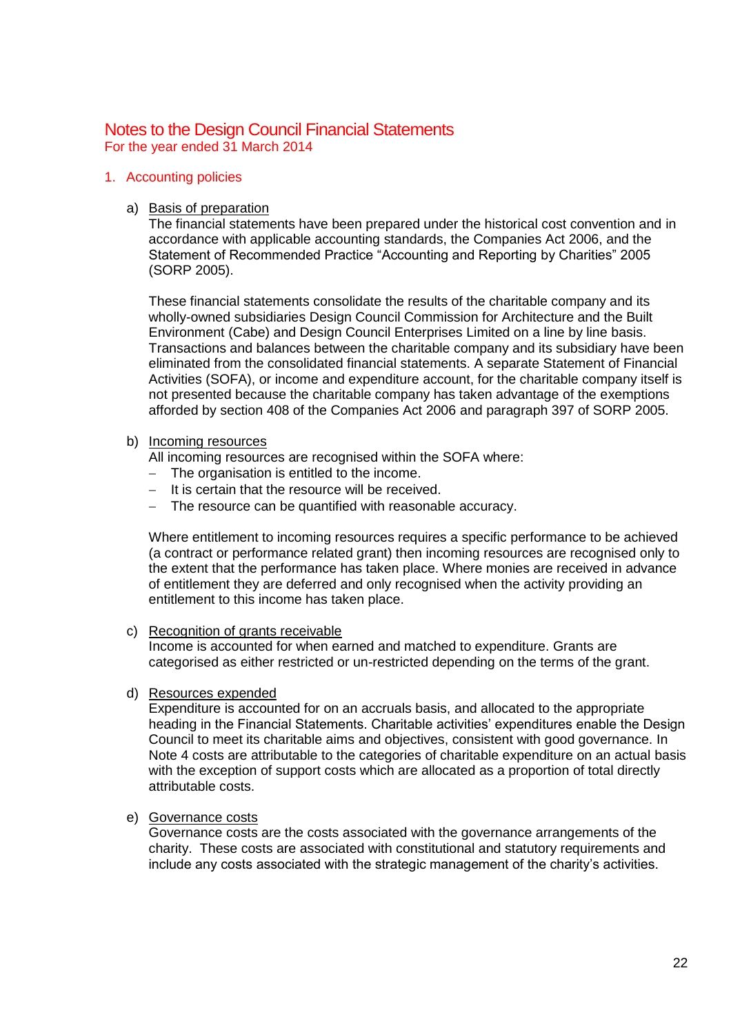# Notes to the Design Council Financial Statements

For the year ended 31 March 2014

## 1. Accounting policies

a) Basis of preparation

The financial statements have been prepared under the historical cost convention and in accordance with applicable accounting standards, the Companies Act 2006, and the Statement of Recommended Practice "Accounting and Reporting by Charities" 2005 (SORP 2005).

These financial statements consolidate the results of the charitable company and its wholly-owned subsidiaries Design Council Commission for Architecture and the Built Environment (Cabe) and Design Council Enterprises Limited on a line by line basis. Transactions and balances between the charitable company and its subsidiary have been eliminated from the consolidated financial statements. A separate Statement of Financial Activities (SOFA), or income and expenditure account, for the charitable company itself is not presented because the charitable company has taken advantage of the exemptions afforded by section 408 of the Companies Act 2006 and paragraph 397 of SORP 2005.

b) Incoming resources

All incoming resources are recognised within the SOFA where:

- The organisation is entitled to the income.
- It is certain that the resource will be received.
- The resource can be quantified with reasonable accuracy.

Where entitlement to incoming resources requires a specific performance to be achieved (a contract or performance related grant) then incoming resources are recognised only to the extent that the performance has taken place. Where monies are received in advance of entitlement they are deferred and only recognised when the activity providing an entitlement to this income has taken place.

c) Recognition of grants receivable

Income is accounted for when earned and matched to expenditure. Grants are categorised as either restricted or un-restricted depending on the terms of the grant.

d) Resources expended

Expenditure is accounted for on an accruals basis, and allocated to the appropriate heading in the Financial Statements. Charitable activities' expenditures enable the Design Council to meet its charitable aims and objectives, consistent with good governance. In Note 4 costs are attributable to the categories of charitable expenditure on an actual basis with the exception of support costs which are allocated as a proportion of total directly attributable costs.

e) Governance costs

Governance costs are the costs associated with the governance arrangements of the charity. These costs are associated with constitutional and statutory requirements and include any costs associated with the strategic management of the charity's activities.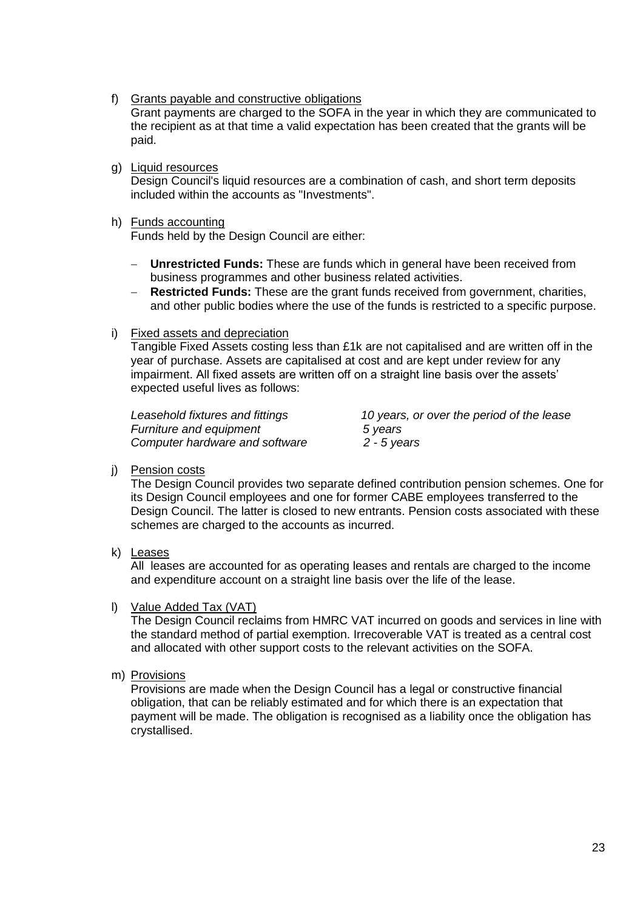f) Grants payable and constructive obligations

Grant payments are charged to the SOFA in the year in which they are communicated to the recipient as at that time a valid expectation has been created that the grants will be paid.

g) Liquid resources

Design Council's liquid resources are a combination of cash, and short term deposits included within the accounts as "Investments".

h) Funds accounting

Funds held by the Design Council are either:

- **Unrestricted Funds:** These are funds which in general have been received from business programmes and other business related activities.
- **Restricted Funds:** These are the grant funds received from government, charities, and other public bodies where the use of the funds is restricted to a specific purpose.

i) Fixed assets and depreciation

Tangible Fixed Assets costing less than £1k are not capitalised and are written off in the year of purchase. Assets are capitalised at cost and are kept under review for any impairment. All fixed assets are written off on a straight line basis over the assets' expected useful lives as follows:

| | |
|---|---|
| *Leasehold fixtures and fittings* | *10 years, or over the period of the lease* |
| *Furniture and equipment* | *5 years* |
| *Computer hardware and software* | *2 - 5 years* |

j) Pension costs

The Design Council provides two separate defined contribution pension schemes. One for its Design Council employees and one for former CABE employees transferred to the Design Council. The latter is closed to new entrants. Pension costs associated with these schemes are charged to the accounts as incurred.

k) Leases

All leases are accounted for as operating leases and rentals are charged to the income and expenditure account on a straight line basis over the life of the lease.

l) Value Added Tax (VAT)

The Design Council reclaims from HMRC VAT incurred on goods and services in line with the standard method of partial exemption. Irrecoverable VAT is treated as a central cost and allocated with other support costs to the relevant activities on the SOFA.

m) Provisions

Provisions are made when the Design Council has a legal or constructive financial obligation, that can be reliably estimated and for which there is an expectation that payment will be made. The obligation is recognised as a liability once the obligation has crystallised.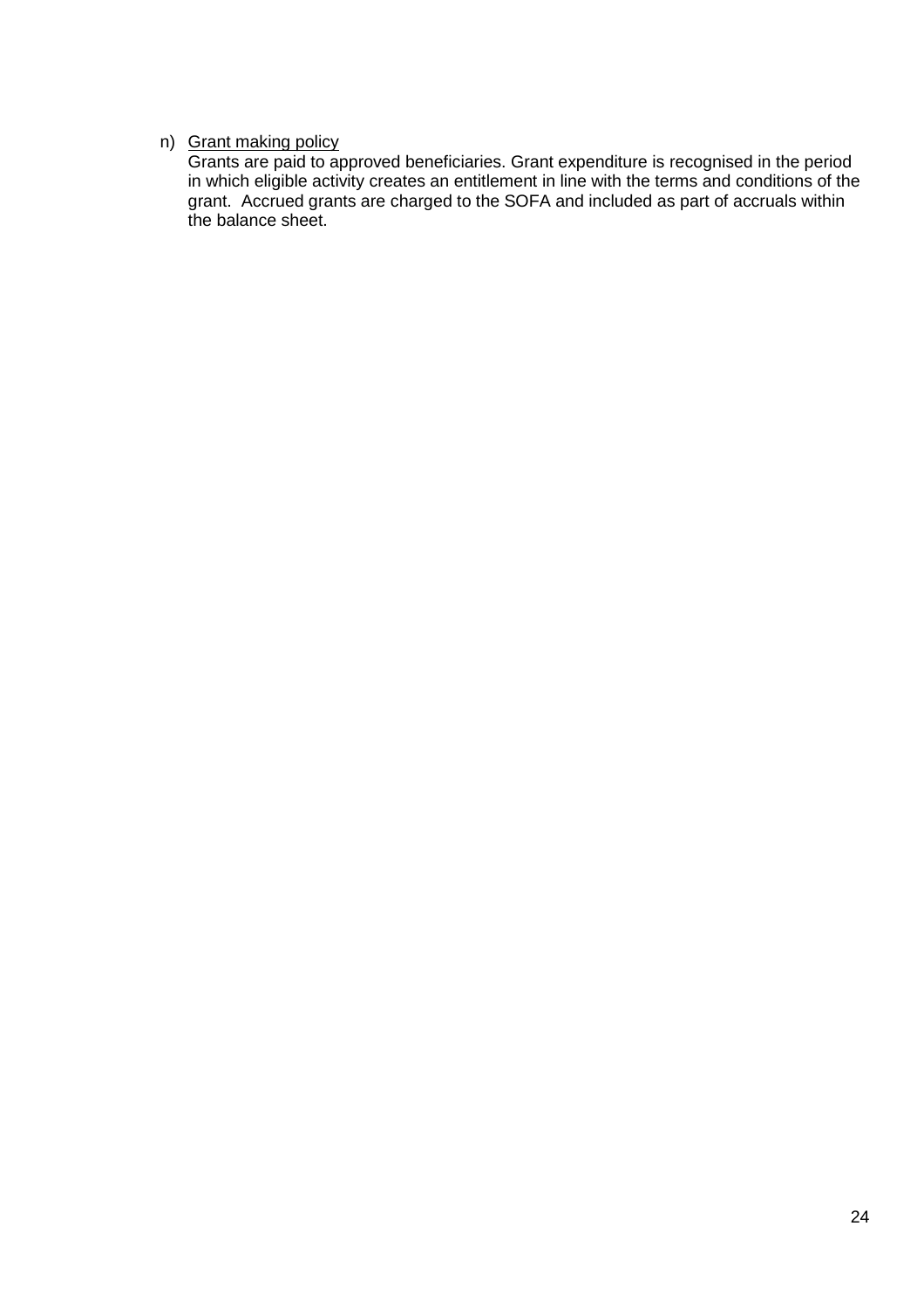n) <u>Grant making policy</u>
   Grants are paid to approved beneficiaries. Grant expenditure is recognised in the period in which eligible activity creates an entitlement in line with the terms and conditions of the grant. Accrued grants are charged to the SOFA and included as part of accruals within the balance sheet.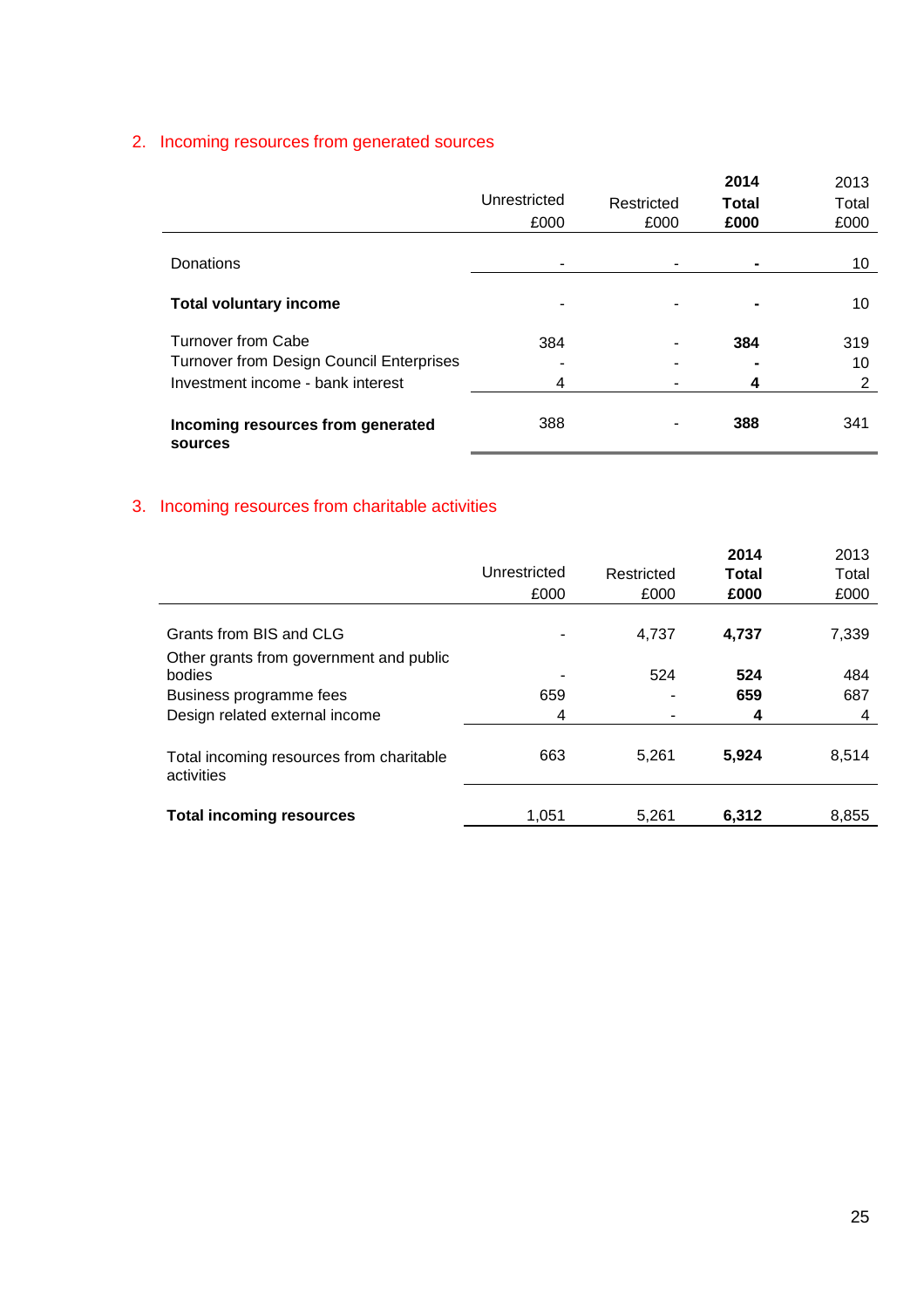## 2. Incoming resources from generated sources

| | Unrestricted £000 | Restricted £000 | **2014 Total £000** | 2013 Total £000 |
|---|---|---|---|---|
| Donations | - | - | **-** | 10 |
| **Total voluntary income** | - | - | **-** | 10 |
| Turnover from Cabe | 384 | - | **384** | 319 |
| Turnover from Design Council Enterprises | - | - | **-** | 10 |
| Investment income - bank interest | 4 | - | **4** | 2 |
| **Incoming resources from generated sources** | 388 | - | **388** | 341 |

## 3. Incoming resources from charitable activities

| | Unrestricted £000 | Restricted £000 | **2014 Total £000** | 2013 Total £000 |
|---|---|---|---|---|
| Grants from BIS and CLG | - | 4,737 | **4,737** | 7,339 |
| Other grants from government and public bodies | - | 524 | **524** | 484 |
| Business programme fees | 659 | - | **659** | 687 |
| Design related external income | 4 | - | **4** | 4 |
| Total incoming resources from charitable activities | 663 | 5,261 | **5,924** | 8,514 |
| **Total incoming resources** | 1,051 | 5,261 | **6,312** | 8,855 |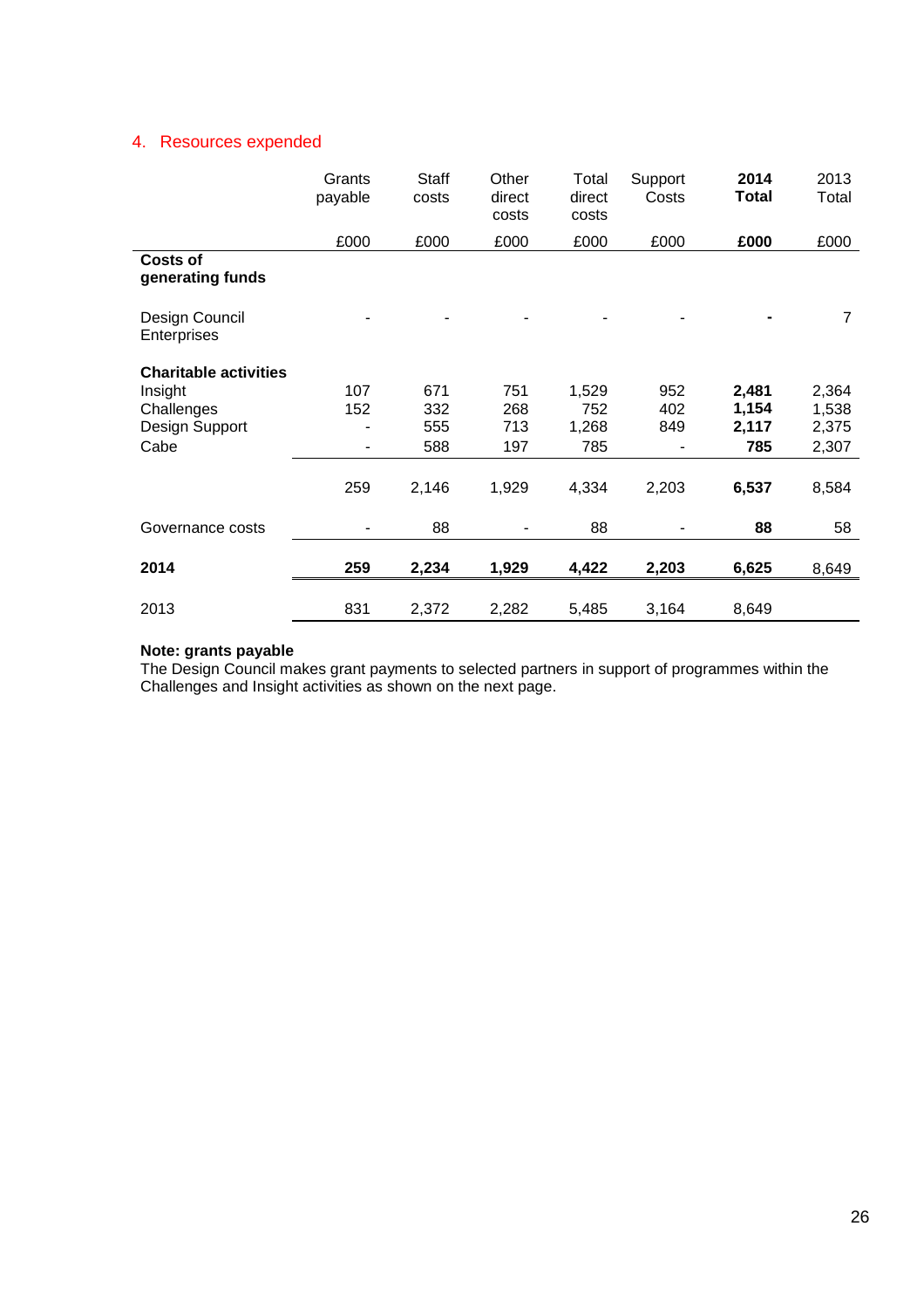## 4. Resources expended

| | Grants payable | Staff costs | Other direct costs | Total direct costs | Support Costs | **2014 Total** | 2013 Total |
|---|---|---|---|---|---|---|---|
| | £000 | £000 | £000 | £000 | £000 | **£000** | £000 |
| **Costs of generating funds** | | | | | | | |
| Design Council Enterprises | - | - | - | - | - | **-** | 7 |
| **Charitable activities** | | | | | | | |
| Insight | 107 | 671 | 751 | 1,529 | 952 | **2,481** | 2,364 |
| Challenges | 152 | 332 | 268 | 752 | 402 | **1,154** | 1,538 |
| Design Support | - | 555 | 713 | 1,268 | 849 | **2,117** | 2,375 |
| Cabe | - | 588 | 197 | 785 | - | **785** | 2,307 |
| | 259 | 2,146 | 1,929 | 4,334 | 2,203 | **6,537** | 8,584 |
| Governance costs | - | 88 | - | 88 | - | **88** | 58 |
| **2014** | **259** | **2,234** | **1,929** | **4,422** | **2,203** | **6,625** | 8,649 |
| 2013 | 831 | 2,372 | 2,282 | 5,485 | 3,164 | 8,649 | |

**Note: grants payable**
The Design Council makes grant payments to selected partners in support of programmes within the Challenges and Insight activities as shown on the next page.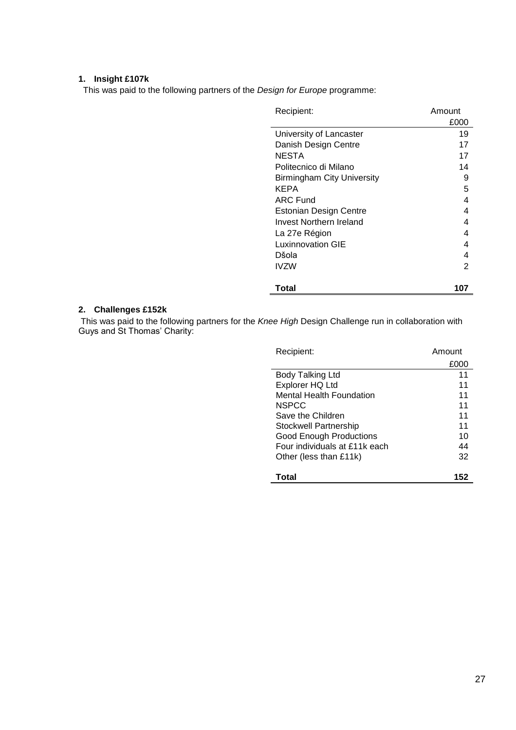**1. Insight £107k**

This was paid to the following partners of the *Design for Europe* programme:

| Recipient: | Amount £000 |
| --- | --- |
| University of Lancaster | 19 |
| Danish Design Centre | 17 |
| NESTA | 17 |
| Politecnico di Milano | 14 |
| Birmingham City University | 9 |
| KEPA | 5 |
| ARC Fund | 4 |
| Estonian Design Centre | 4 |
| Invest Northern Ireland | 4 |
| La 27e Région | 4 |
| Luxinnovation GIE | 4 |
| Dšola | 4 |
| IVZW | 2 |
| **Total** | **107** |

**2. Challenges £152k**

This was paid to the following partners for the *Knee High* Design Challenge run in collaboration with Guys and St Thomas' Charity:

| Recipient: | Amount £000 |
| --- | --- |
| Body Talking Ltd | 11 |
| Explorer HQ Ltd | 11 |
| Mental Health Foundation | 11 |
| NSPCC | 11 |
| Save the Children | 11 |
| Stockwell Partnership | 11 |
| Good Enough Productions | 10 |
| Four individuals at £11k each | 44 |
| Other (less than £11k) | 32 |
| **Total** | **152** |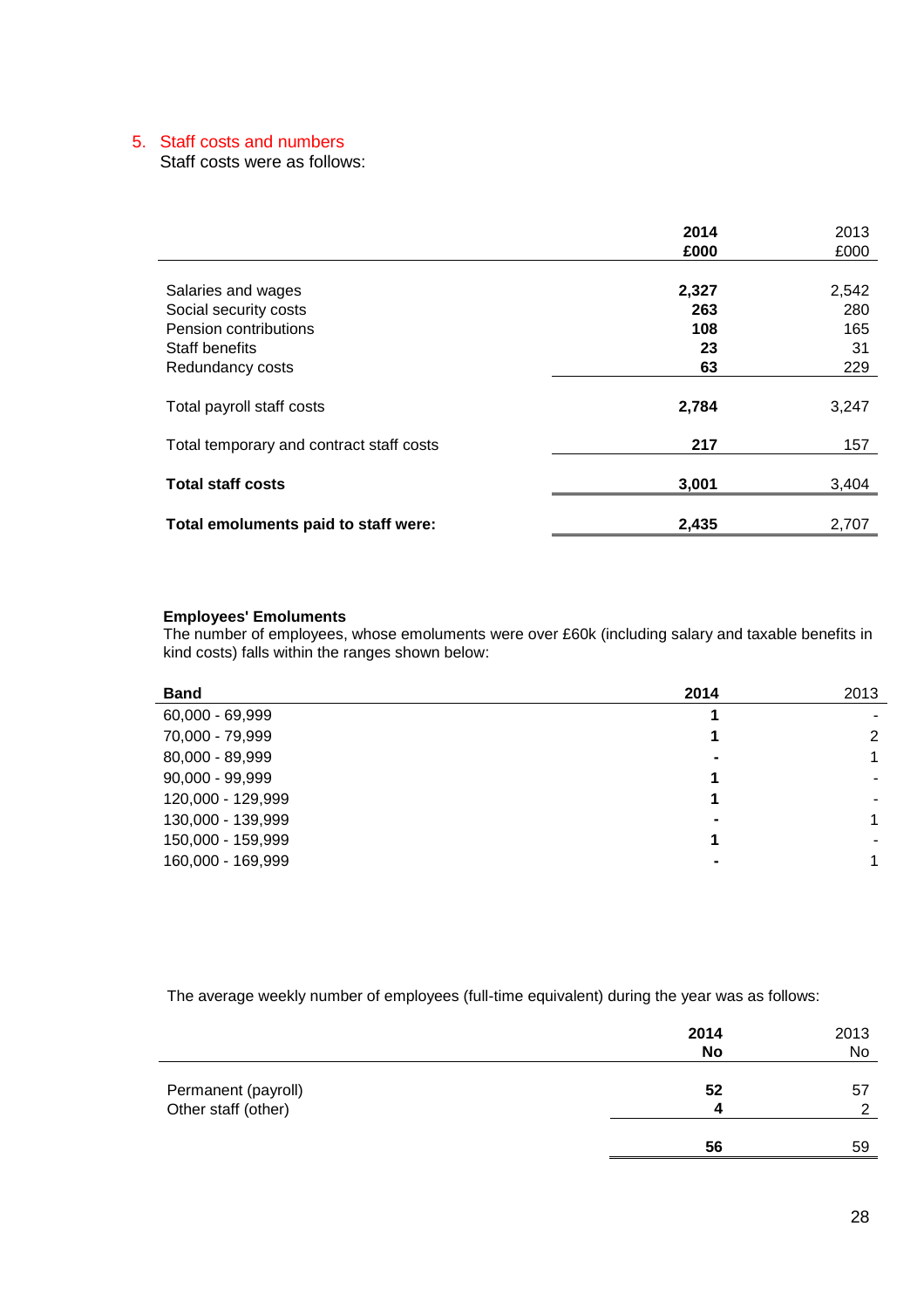## 5. Staff costs and numbers

Staff costs were as follows:

| | **2014** | 2013 |
|---|---|---|
| | **£000** | £000 |
| Salaries and wages | **2,327** | 2,542 |
| Social security costs | **263** | 280 |
| Pension contributions | **108** | 165 |
| Staff benefits | **23** | 31 |
| Redundancy costs | **63** | 229 |
| Total payroll staff costs | **2,784** | 3,247 |
| Total temporary and contract staff costs | **217** | 157 |
| **Total staff costs** | **3,001** | 3,404 |
| **Total emoluments paid to staff were:** | **2,435** | 2,707 |

**Employees' Emoluments**

The number of employees, whose emoluments were over £60k (including salary and taxable benefits in kind costs) falls within the ranges shown below:

| **Band** | **2014** | 2013 |
|---|---|---|
| 60,000 - 69,999 | **1** | - |
| 70,000 - 79,999 | **1** | 2 |
| 80,000 - 89,999 | **-** | 1 |
| 90,000 - 99,999 | **1** | - |
| 120,000 - 129,999 | **1** | - |
| 130,000 - 139,999 | **-** | 1 |
| 150,000 - 159,999 | **1** | - |
| 160,000 - 169,999 | **-** | 1 |

The average weekly number of employees (full-time equivalent) during the year was as follows:

| | **2014** | 2013 |
|---|---|---|
| | **No** | No |
| Permanent (payroll) | **52** | 57 |
| Other staff (other) | **4** | 2 |
| | **56** | 59 |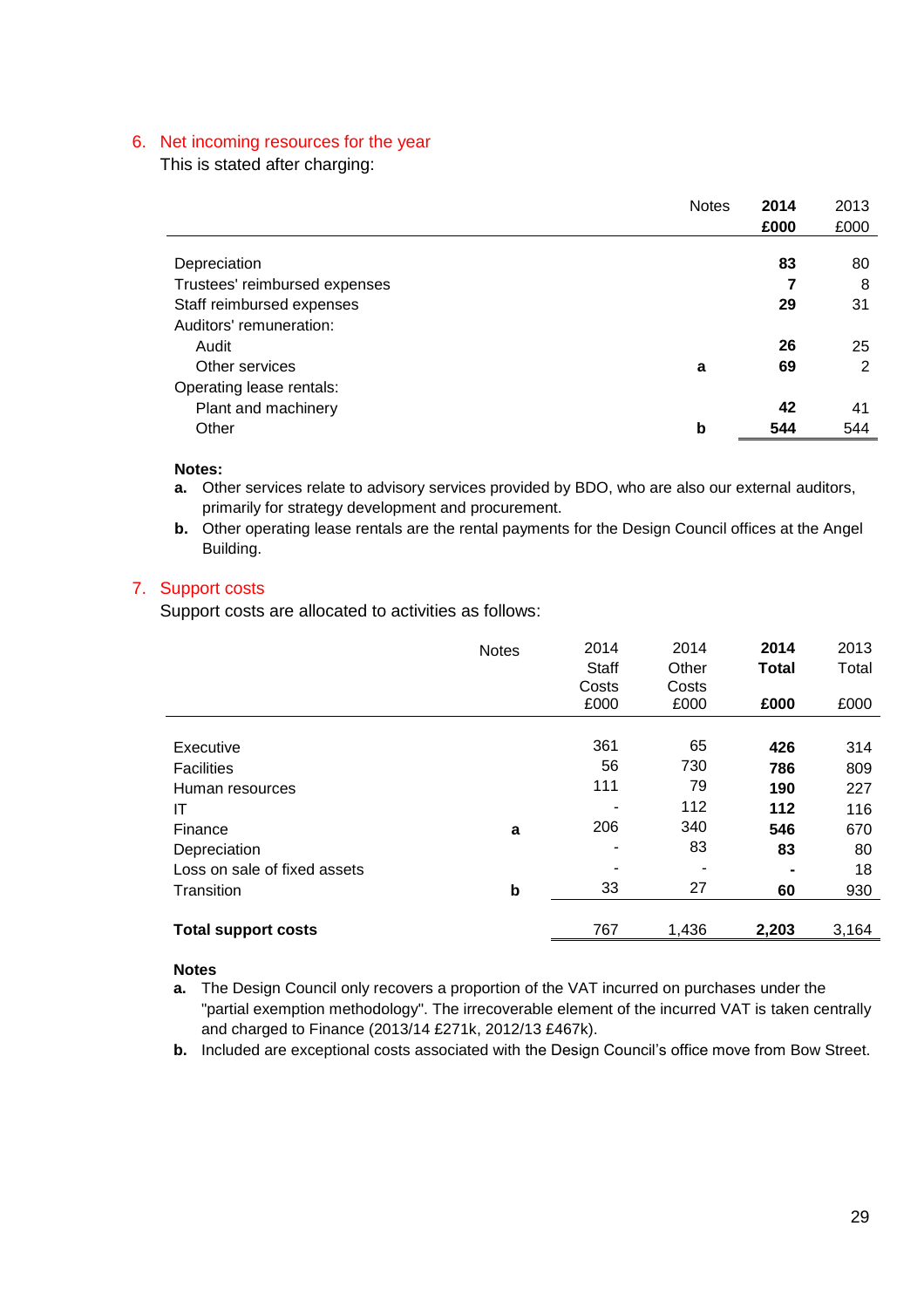## 6. Net incoming resources for the year

This is stated after charging:

| | Notes | 2014 £000 | 2013 £000 |
|---|---|---|---|
| Depreciation | | **83** | 80 |
| Trustees' reimbursed expenses | | **7** | 8 |
| Staff reimbursed expenses | | **29** | 31 |
| Auditors' remuneration: | | | |
| Audit | | **26** | 25 |
| Other services | **a** | **69** | 2 |
| Operating lease rentals: | | | |
| Plant and machinery | | **42** | 41 |
| Other | **b** | **544** | 544 |

**Notes:**

**a.** Other services relate to advisory services provided by BDO, who are also our external auditors, primarily for strategy development and procurement.

**b.** Other operating lease rentals are the rental payments for the Design Council offices at the Angel Building.

## 7. Support costs

Support costs are allocated to activities as follows:

| | Notes | 2014 Staff Costs £000 | 2014 Other Costs £000 | 2014 Total £000 | 2013 Total £000 |
|---|---|---|---|---|---|
| Executive | | 361 | 65 | **426** | 314 |
| Facilities | | 56 | 730 | **786** | 809 |
| Human resources | | 111 | 79 | **190** | 227 |
| IT | | - | 112 | **112** | 116 |
| Finance | **a** | 206 | 340 | **546** | 670 |
| Depreciation | | - | 83 | **83** | 80 |
| Loss on sale of fixed assets | | - | - | **-** | 18 |
| Transition | **b** | 33 | 27 | **60** | 930 |
| **Total support costs** | | 767 | 1,436 | **2,203** | 3,164 |

**Notes**

**a.** The Design Council only recovers a proportion of the VAT incurred on purchases under the "partial exemption methodology". The irrecoverable element of the incurred VAT is taken centrally and charged to Finance (2013/14 £271k, 2012/13 £467k).

**b.** Included are exceptional costs associated with the Design Council's office move from Bow Street.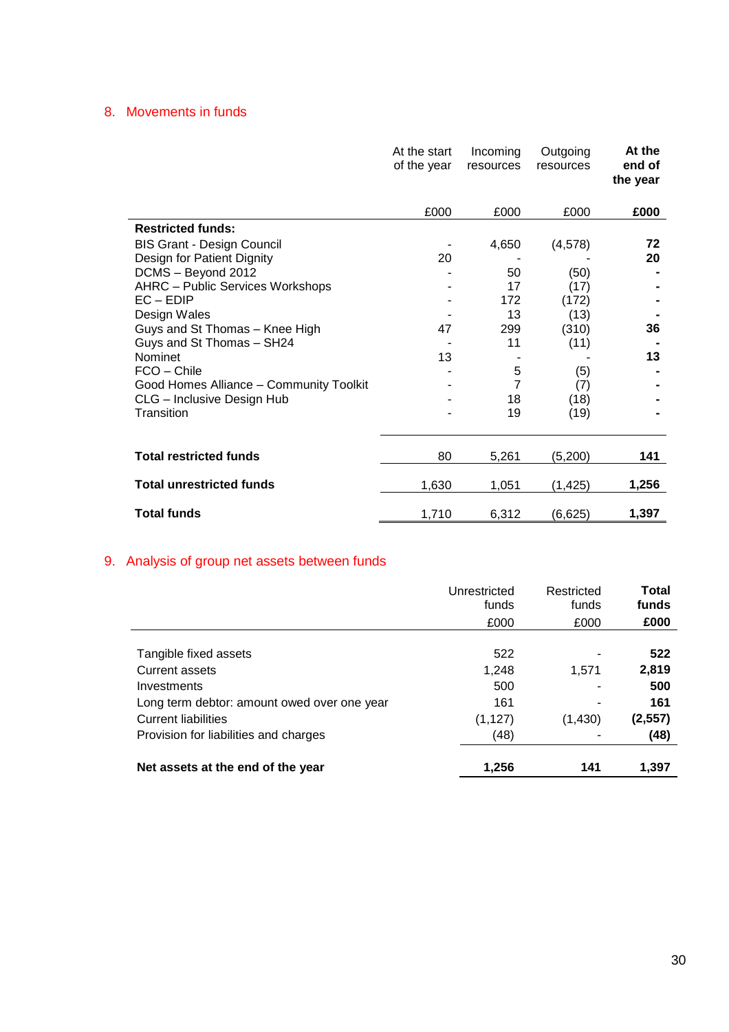## 8. Movements in funds

| | At the start of the year | Incoming resources | Outgoing resources | **At the end of the year** |
|---|---|---|---|---|
| | £000 | £000 | £000 | **£000** |
| **Restricted funds:** | | | | |
| BIS Grant - Design Council | - | 4,650 | (4,578) | **72** |
| Design for Patient Dignity | 20 | - | - | **20** |
| DCMS – Beyond 2012 | - | 50 | (50) | **-** |
| AHRC – Public Services Workshops | - | 17 | (17) | **-** |
| EC – EDIP | - | 172 | (172) | **-** |
| Design Wales | - | 13 | (13) | **-** |
| Guys and St Thomas – Knee High | 47 | 299 | (310) | **36** |
| Guys and St Thomas – SH24 | - | 11 | (11) | **-** |
| Nominet | 13 | - | - | **13** |
| FCO – Chile | - | 5 | (5) | **-** |
| Good Homes Alliance – Community Toolkit | - | 7 | (7) | **-** |
| CLG – Inclusive Design Hub | - | 18 | (18) | **-** |
| Transition | - | 19 | (19) | **-** |
| **Total restricted funds** | 80 | 5,261 | (5,200) | **141** |
| **Total unrestricted funds** | 1,630 | 1,051 | (1,425) | **1,256** |
| **Total funds** | 1,710 | 6,312 | (6,625) | **1,397** |

## 9. Analysis of group net assets between funds

| | Unrestricted funds | Restricted funds | **Total funds** |
|---|---|---|---|
| | £000 | £000 | **£000** |
| Tangible fixed assets | 522 | - | **522** |
| Current assets | 1,248 | 1,571 | **2,819** |
| Investments | 500 | - | **500** |
| Long term debtor: amount owed over one year | 161 | - | **161** |
| Current liabilities | (1,127) | (1,430) | **(2,557)** |
| Provision for liabilities and charges | (48) | - | **(48)** |
| **Net assets at the end of the year** | **1,256** | **141** | **1,397** |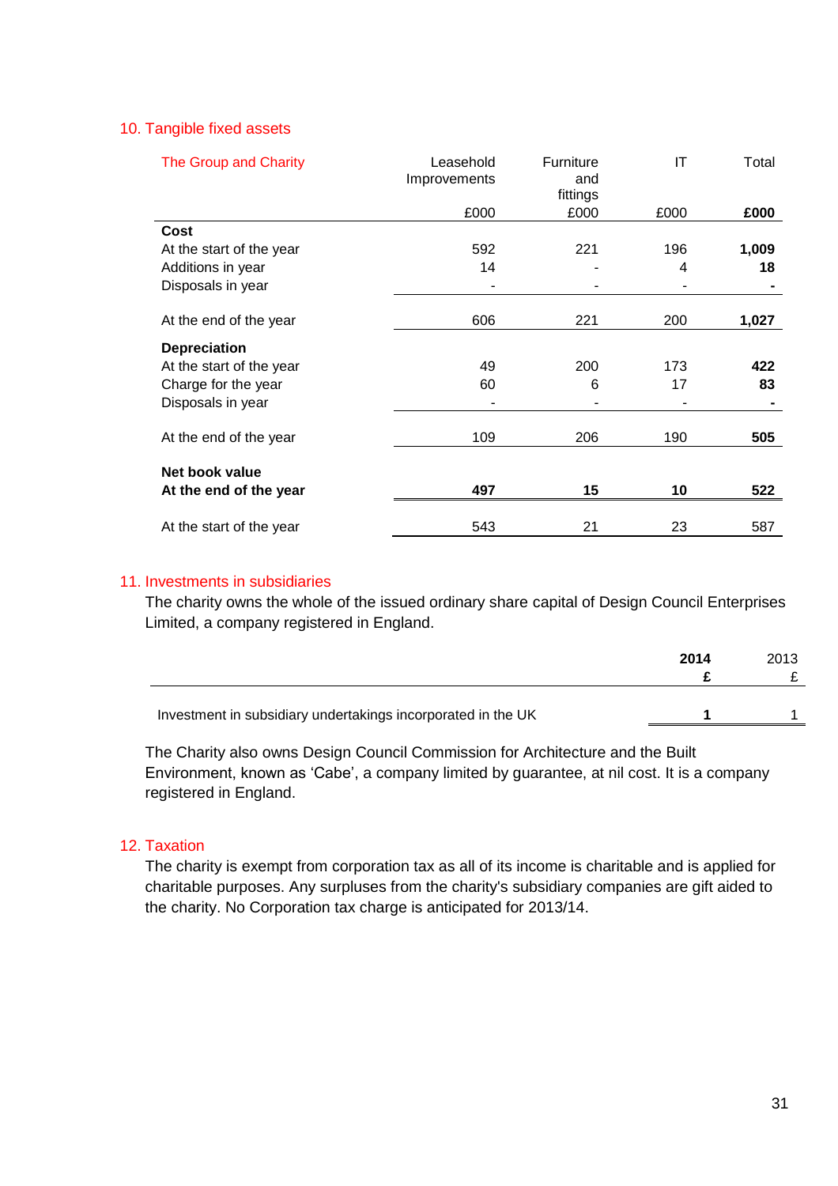## 10. Tangible fixed assets

| The Group and Charity | Leasehold Improvements | Furniture and fittings | IT | Total |
|---|---|---|---|---|
| | £000 | £000 | £000 | **£000** |
| **Cost** | | | | |
| At the start of the year | 592 | 221 | 196 | **1,009** |
| Additions in year | 14 | - | 4 | **18** |
| Disposals in year | - | - | - | **-** |
| At the end of the year | 606 | 221 | 200 | **1,027** |
| **Depreciation** | | | | |
| At the start of the year | 49 | 200 | 173 | **422** |
| Charge for the year | 60 | 6 | 17 | **83** |
| Disposals in year | - | - | - | **-** |
| At the end of the year | 109 | 206 | 190 | **505** |
| **Net book value** | | | | |
| **At the end of the year** | **497** | **15** | **10** | **522** |
| At the start of the year | 543 | 21 | 23 | 587 |

## 11. Investments in subsidiaries

The charity owns the whole of the issued ordinary share capital of Design Council Enterprises Limited, a company registered in England.

| | **2014** | 2013 |
|---|---|---|
| | **£** | £ |
| Investment in subsidiary undertakings incorporated in the UK | **1** | 1 |

The Charity also owns Design Council Commission for Architecture and the Built Environment, known as 'Cabe', a company limited by guarantee, at nil cost. It is a company registered in England.

## 12. Taxation

The charity is exempt from corporation tax as all of its income is charitable and is applied for charitable purposes. Any surpluses from the charity's subsidiary companies are gift aided to the charity. No Corporation tax charge is anticipated for 2013/14.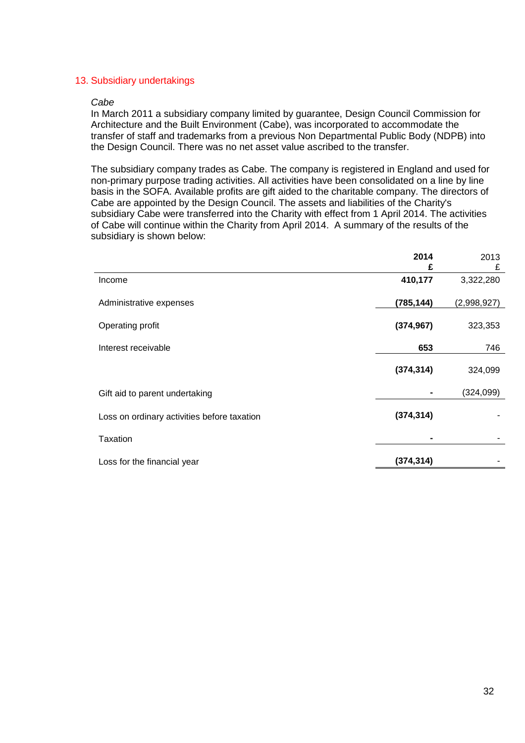## 13. Subsidiary undertakings

*Cabe*

In March 2011 a subsidiary company limited by guarantee, Design Council Commission for Architecture and the Built Environment (Cabe), was incorporated to accommodate the transfer of staff and trademarks from a previous Non Departmental Public Body (NDPB) into the Design Council. There was no net asset value ascribed to the transfer.

The subsidiary company trades as Cabe. The company is registered in England and used for non-primary purpose trading activities. All activities have been consolidated on a line by line basis in the SOFA. Available profits are gift aided to the charitable company. The directors of Cabe are appointed by the Design Council. The assets and liabilities of the Charity's subsidiary Cabe were transferred into the Charity with effect from 1 April 2014. The activities of Cabe will continue within the Charity from April 2014. A summary of the results of the subsidiary is shown below:

| | **2014 £** | 2013 £ |
|---|---|---|
| Income | **410,177** | 3,322,280 |
| Administrative expenses | **(785,144)** | (2,998,927) |
| Operating profit | **(374,967)** | 323,353 |
| Interest receivable | **653** | 746 |
| | **(374,314)** | 324,099 |
| Gift aid to parent undertaking | **-** | (324,099) |
| Loss on ordinary activities before taxation | **(374,314)** | - |
| Taxation | **-** | - |
| Loss for the financial year | **(374,314)** | - |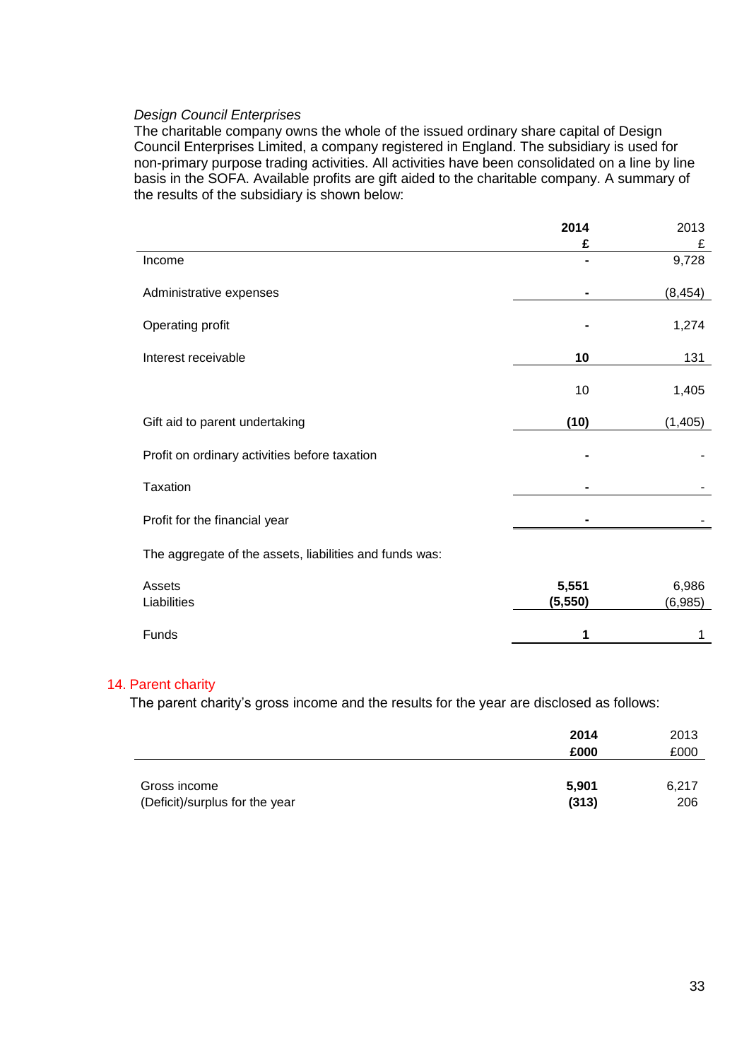*Design Council Enterprises*

The charitable company owns the whole of the issued ordinary share capital of Design Council Enterprises Limited, a company registered in England. The subsidiary is used for non-primary purpose trading activities. All activities have been consolidated on a line by line basis in the SOFA. Available profits are gift aided to the charitable company. A summary of the results of the subsidiary is shown below:

| | **2014** | 2013 |
|---|---|---|
| | **£** | £ |
| Income | **-** | 9,728 |
| Administrative expenses | **-** | (8,454) |
| Operating profit | **-** | 1,274 |
| Interest receivable | **10** | 131 |
| | 10 | 1,405 |
| Gift aid to parent undertaking | **(10)** | (1,405) |
| Profit on ordinary activities before taxation | **-** | - |
| Taxation | **-** | - |
| Profit for the financial year | **-** | - |
| The aggregate of the assets, liabilities and funds was: | | |
| Assets | **5,551** | 6,986 |
| Liabilities | **(5,550)** | (6,985) |
| Funds | **1** | 1 |

## 14. Parent charity

The parent charity's gross income and the results for the year are disclosed as follows:

| | **2014** | 2013 |
|---|---|---|
| | **£000** | £000 |
| Gross income | **5,901** | 6,217 |
| (Deficit)/surplus for the year | **(313)** | 206 |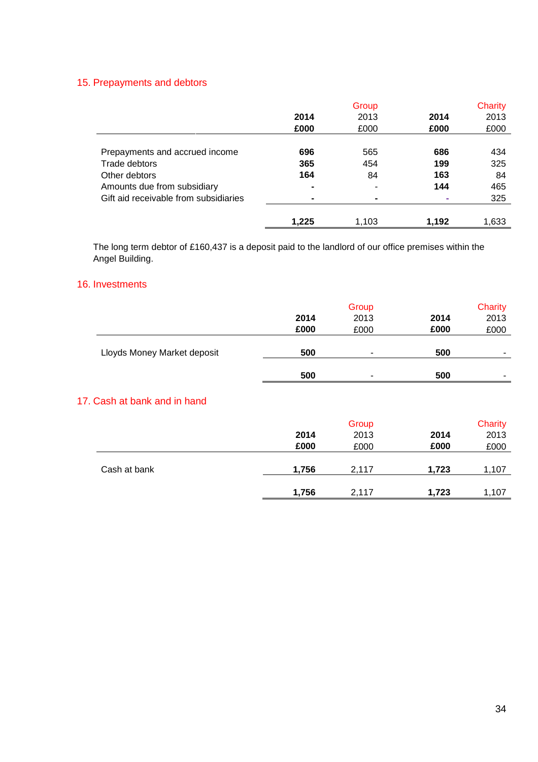## 15. Prepayments and debtors

| | Group | | Charity | |
|---|---|---|---|---|
| | **2014** | 2013 | **2014** | 2013 |
| | **£000** | £000 | **£000** | £000 |
| Prepayments and accrued income | **696** | 565 | **686** | 434 |
| Trade debtors | **365** | 454 | **199** | 325 |
| Other debtors | **164** | 84 | **163** | 84 |
| Amounts due from subsidiary | **-** | - | **144** | 465 |
| Gift aid receivable from subsidiaries | **-** | - | **-** | 325 |
| | **1,225** | 1,103 | **1,192** | 1,633 |

The long term debtor of £160,437 is a deposit paid to the landlord of our office premises within the Angel Building.

## 16. Investments

| | Group | | Charity | |
|---|---|---|---|---|
| | **2014** | 2013 | **2014** | 2013 |
| | **£000** | £000 | **£000** | £000 |
| Lloyds Money Market deposit | **500** | - | **500** | - |
| | **500** | - | **500** | - |

## 17. Cash at bank and in hand

| | Group | | Charity | |
|---|---|---|---|---|
| | **2014** | 2013 | **2014** | 2013 |
| | **£000** | £000 | **£000** | £000 |
| Cash at bank | **1,756** | 2,117 | **1,723** | 1,107 |
| | **1,756** | 2,117 | **1,723** | 1,107 |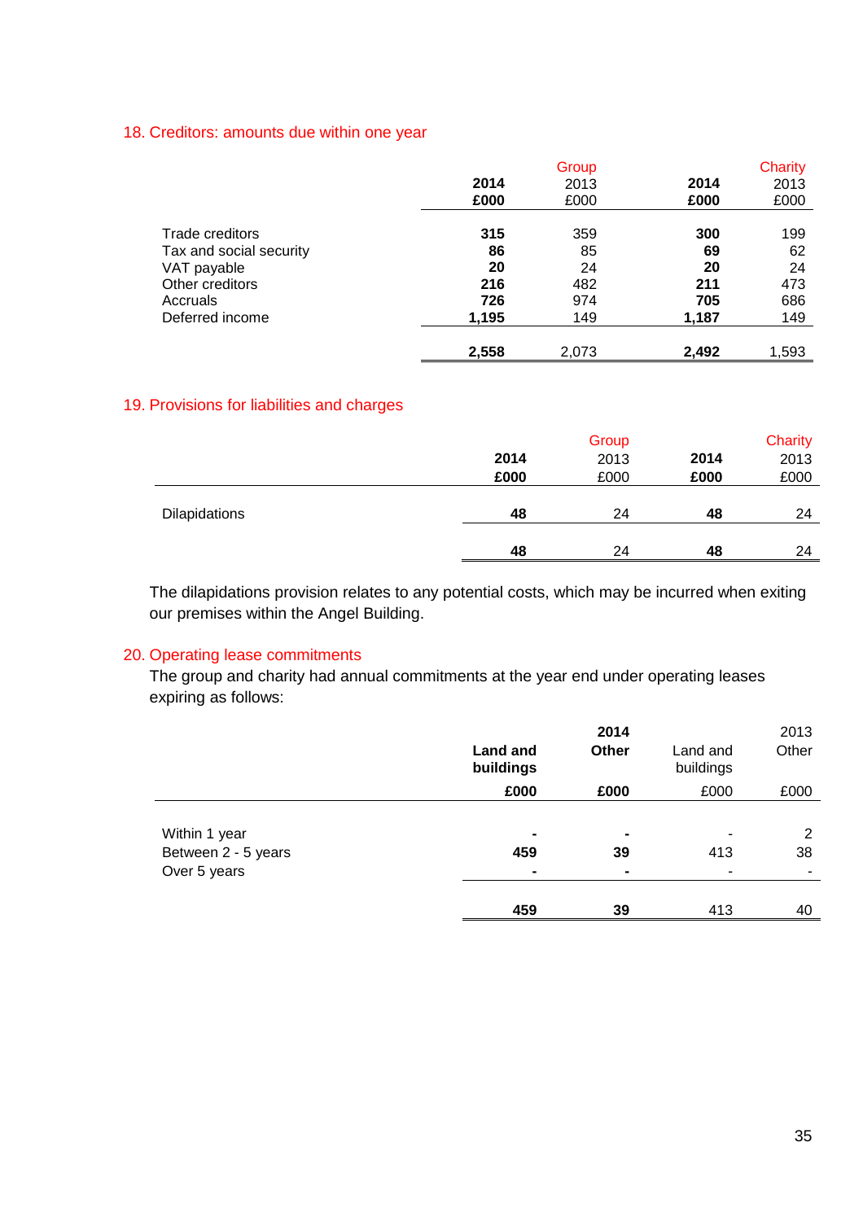## 18. Creditors: amounts due within one year

| | Group | | Charity | |
|---|---|---|---|---|
| | **2014** | 2013 | **2014** | 2013 |
| | **£000** | £000 | **£000** | £000 |
| Trade creditors | **315** | 359 | **300** | 199 |
| Tax and social security | **86** | 85 | **69** | 62 |
| VAT payable | **20** | 24 | **20** | 24 |
| Other creditors | **216** | 482 | **211** | 473 |
| Accruals | **726** | 974 | **705** | 686 |
| Deferred income | **1,195** | 149 | **1,187** | 149 |
| | **2,558** | 2,073 | **2,492** | 1,593 |

## 19. Provisions for liabilities and charges

| | Group | | Charity | |
|---|---|---|---|---|
| | **2014** | 2013 | **2014** | 2013 |
| | **£000** | £000 | **£000** | £000 |
| Dilapidations | **48** | 24 | **48** | 24 |
| | **48** | 24 | **48** | 24 |

The dilapidations provision relates to any potential costs, which may be incurred when exiting our premises within the Angel Building.

## 20. Operating lease commitments

The group and charity had annual commitments at the year end under operating leases expiring as follows:

| | **2014** | | 2013 | |
|---|---|---|---|---|
| | **Land and buildings** | **Other** | Land and buildings | Other |
| | **£000** | **£000** | £000 | £000 |
| Within 1 year | **-** | **-** | - | 2 |
| Between 2 - 5 years | **459** | **39** | 413 | 38 |
| Over 5 years | **-** | **-** | - | - |
| | **459** | **39** | 413 | 40 |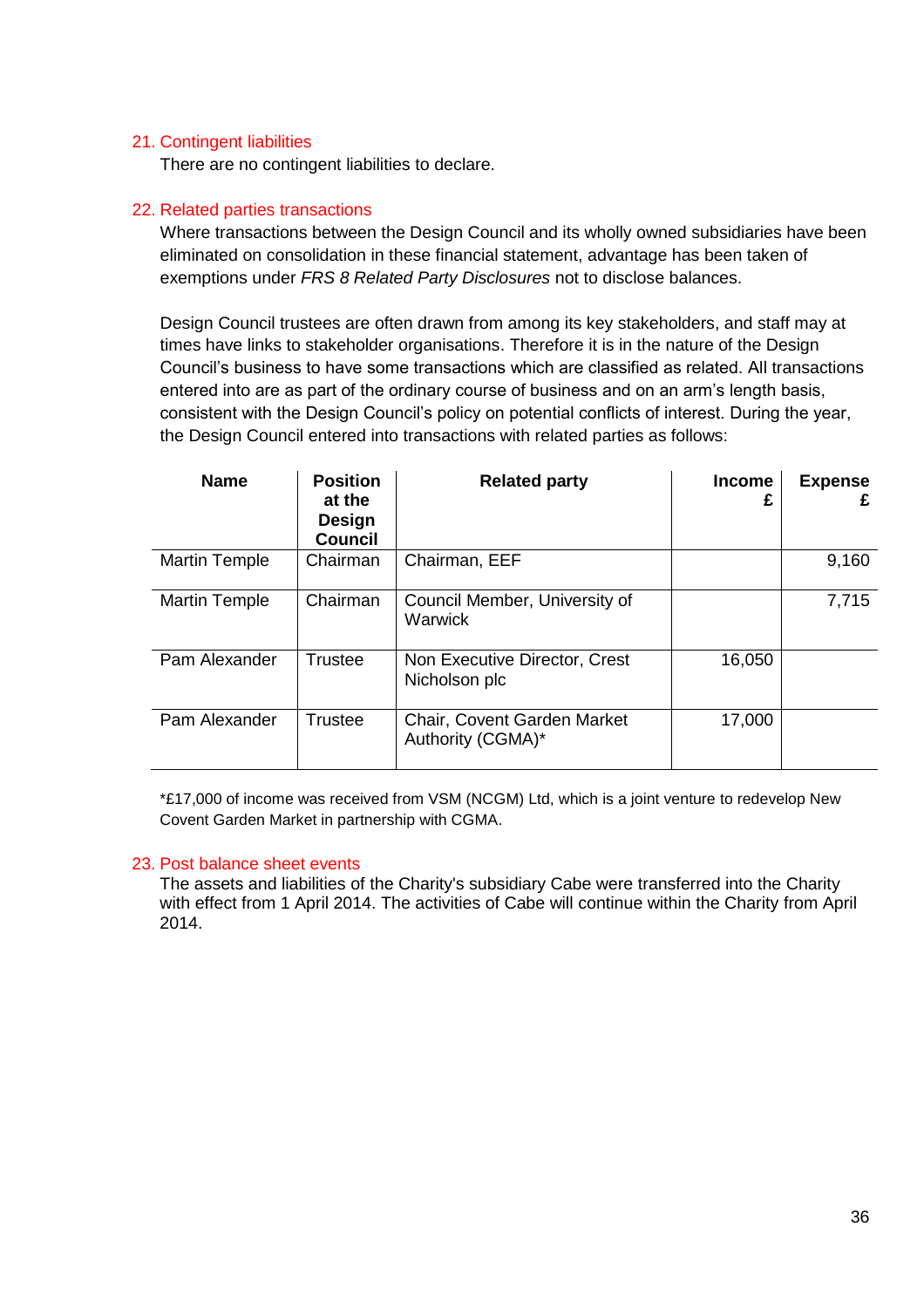## 21. Contingent liabilities

There are no contingent liabilities to declare.

## 22. Related parties transactions

Where transactions between the Design Council and its wholly owned subsidiaries have been eliminated on consolidation in these financial statement, advantage has been taken of exemptions under *FRS 8 Related Party Disclosures* not to disclose balances.

Design Council trustees are often drawn from among its key stakeholders, and staff may at times have links to stakeholder organisations. Therefore it is in the nature of the Design Council's business to have some transactions which are classified as related. All transactions entered into are as part of the ordinary course of business and on an arm's length basis, consistent with the Design Council's policy on potential conflicts of interest. During the year, the Design Council entered into transactions with related parties as follows:

| Name | Position at the Design Council | Related party | Income £ | Expense £ |
|---|---|---|---|---|
| Martin Temple | Chairman | Chairman, EEF | | 9,160 |
| Martin Temple | Chairman | Council Member, University of Warwick | | 7,715 |
| Pam Alexander | Trustee | Non Executive Director, Crest Nicholson plc | 16,050 | |
| Pam Alexander | Trustee | Chair, Covent Garden Market Authority (CGMA)* | 17,000 | |

*£17,000 of income was received from VSM (NCGM) Ltd, which is a joint venture to redevelop New Covent Garden Market in partnership with CGMA.

## 23. Post balance sheet events

The assets and liabilities of the Charity's subsidiary Cabe were transferred into the Charity with effect from 1 April 2014. The activities of Cabe will continue within the Charity from April 2014.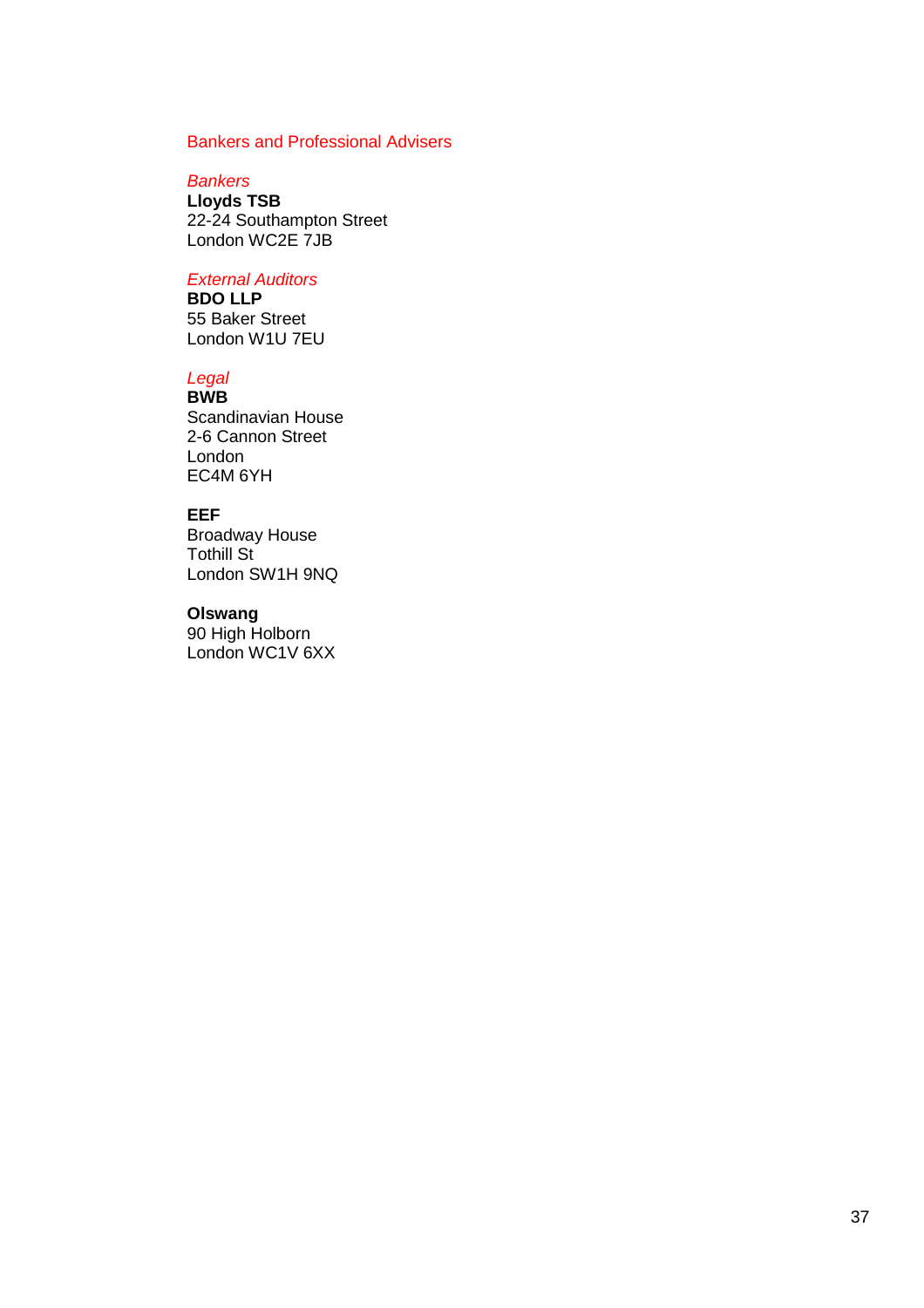## Bankers and Professional Advisers

### *Bankers*

**Lloyds TSB**
22-24 Southampton Street
London WC2E 7JB

### *External Auditors*

**BDO LLP**
55 Baker Street
London W1U 7EU

### *Legal*

**BWB**
Scandinavian House
2-6 Cannon Street
London
EC4M 6YH

**EEF**
Broadway House
Tothill St
London SW1H 9NQ

**Olswang**
90 High Holborn
London WC1V 6XX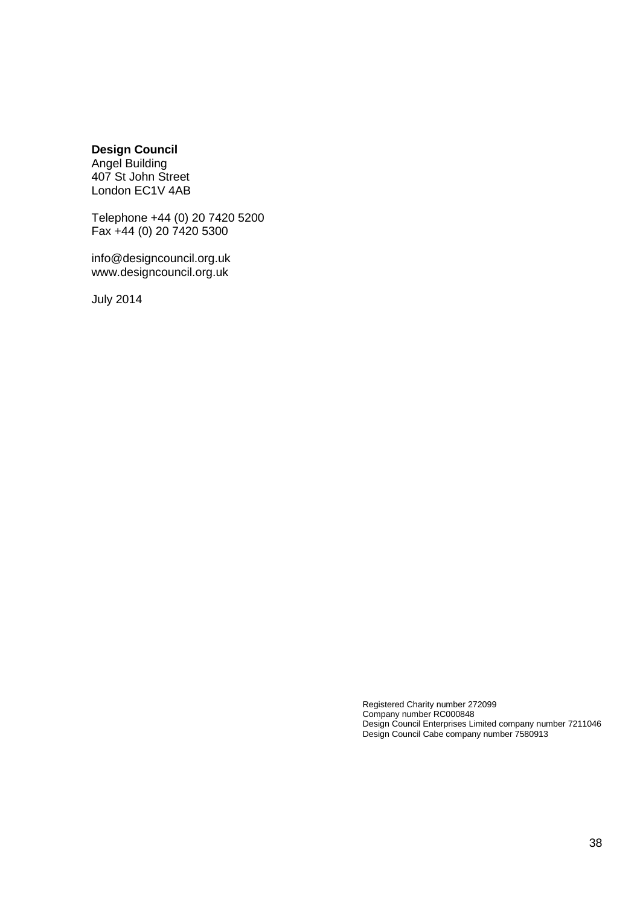**Design Council**
Angel Building
407 St John Street
London EC1V 4AB

Telephone +44 (0) 20 7420 5200
Fax +44 (0) 20 7420 5300

info@designcouncil.org.uk
www.designcouncil.org.uk

July 2014

Registered Charity number 272099
Company number RC000848
Design Council Enterprises Limited company number 7211046
Design Council Cabe company number 7580913